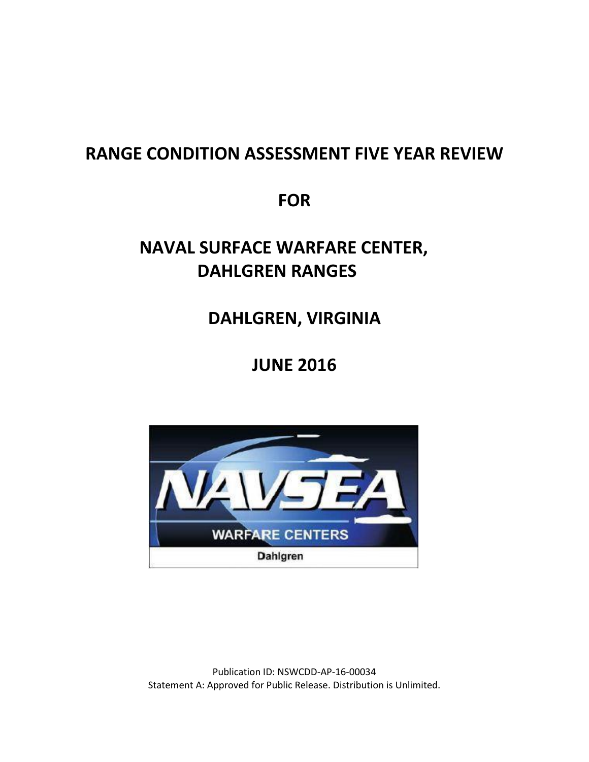# RANGE CONDITION ASSESSMENT FIVE YEAR REVIEW

# FOR

# NAVAL SURFACE WARFARE CENTER, DAHLGREN RANGES

# DAHLGREN, VIRGINIA

# JUNE 2016

Publication ID: NSWCDD-AP-16-00034
Statement A: Approved for Public Release. Distribution is Unlimited.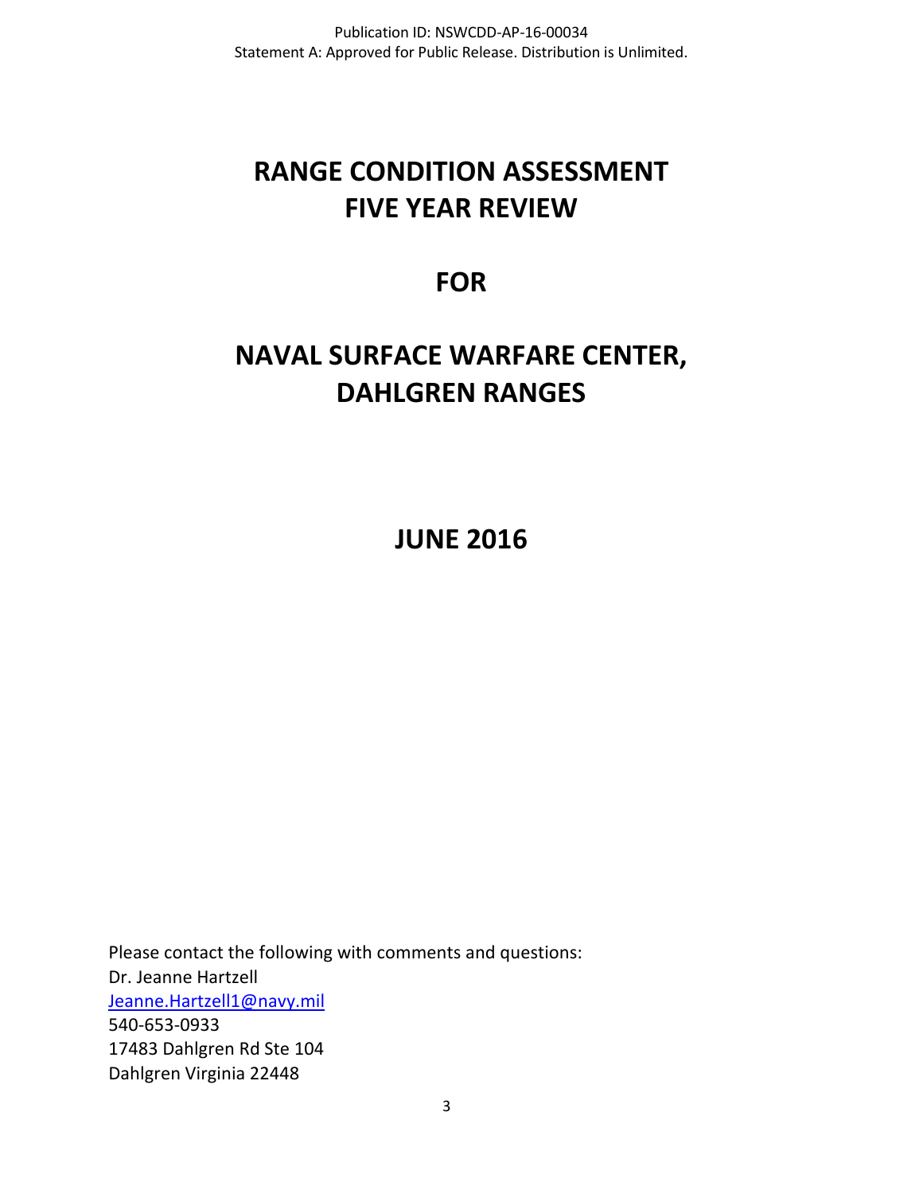Publication ID: NSWCDD-AP-16-00034
Statement A: Approved for Public Release. Distribution is Unlimited.

# RANGE CONDITION ASSESSMENT FIVE YEAR REVIEW

# FOR

# NAVAL SURFACE WARFARE CENTER, DAHLGREN RANGES

## JUNE 2016

Please contact the following with comments and questions:
Dr. Jeanne Hartzell
Jeanne.Hartzell1@navy.mil
540-653-0933
17483 Dahlgren Rd Ste 104
Dahlgren Virginia 22448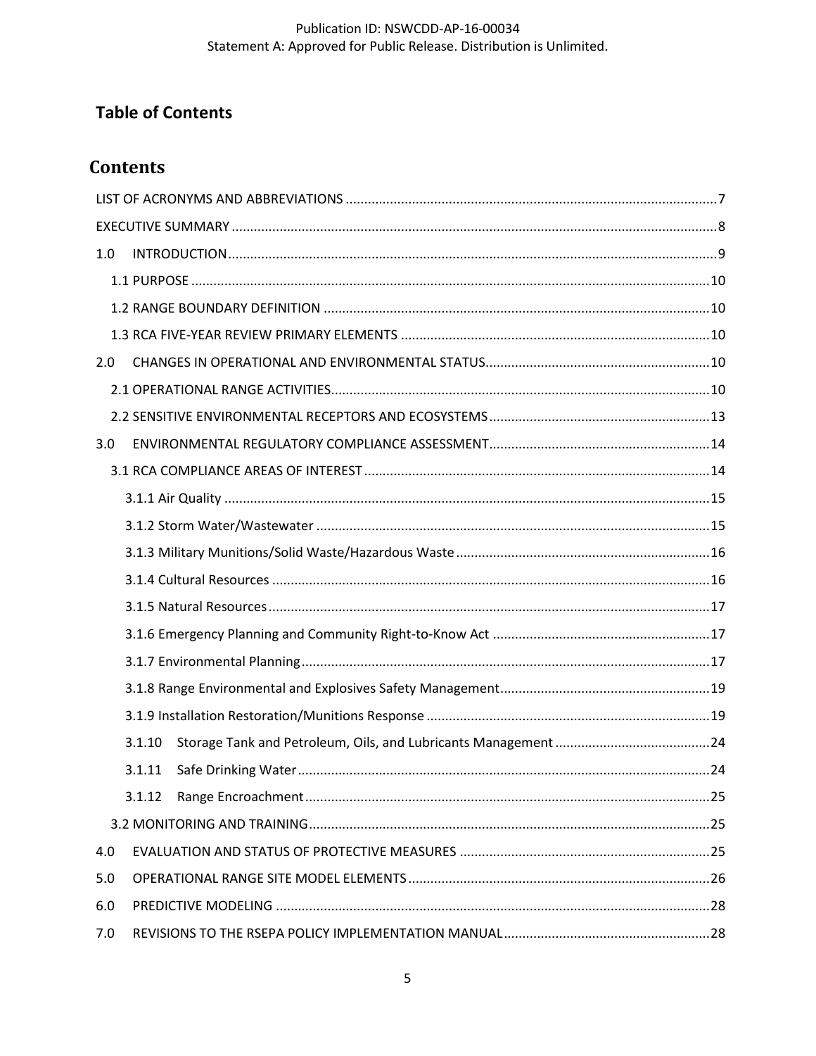# Table of Contents

## Contents

LIST OF ACRONYMS AND ABBREVIATIONS ....................................................................................................7

EXECUTIVE SUMMARY ..................................................................................................................................8

1.0 INTRODUCTION....................................................................................................................................9

- 1.1 PURPOSE ............................................................................................................................................10
- 1.2 RANGE BOUNDARY DEFINITION .........................................................................................................10
- 1.3 RCA FIVE-YEAR REVIEW PRIMARY ELEMENTS ....................................................................................10

2.0 CHANGES IN OPERATIONAL AND ENVIRONMENTAL STATUS.............................................................10

- 2.1 OPERATIONAL RANGE ACTIVITIES.......................................................................................................10
- 2.2 SENSITIVE ENVIRONMENTAL RECEPTORS AND ECOSYSTEMS............................................................13

3.0 ENVIRONMENTAL REGULATORY COMPLIANCE ASSESSMENT............................................................14

- 3.1 RCA COMPLIANCE AREAS OF INTEREST .............................................................................................14
  - 3.1.1 Air Quality ....................................................................................................................................15
  - 3.1.2 Storm Water/Wastewater ...........................................................................................................15
  - 3.1.3 Military Munitions/Solid Waste/Hazardous Waste .....................................................................16
  - 3.1.4 Cultural Resources ......................................................................................................................16
  - 3.1.5 Natural Resources........................................................................................................................17
  - 3.1.6 Emergency Planning and Community Right-to-Know Act ...........................................................17
  - 3.1.7 Environmental Planning...............................................................................................................17
  - 3.1.8 Range Environmental and Explosives Safety Management.........................................................19
  - 3.1.9 Installation Restoration/Munitions Response .............................................................................19
  - 3.1.10 Storage Tank and Petroleum, Oils, and Lubricants Management ..........................................24
  - 3.1.11 Safe Drinking Water...............................................................................................................24
  - 3.1.12 Range Encroachment.............................................................................................................25
- 3.2 MONITORING AND TRAINING.............................................................................................................25

4.0 EVALUATION AND STATUS OF PROTECTIVE MEASURES ....................................................................25

5.0 OPERATIONAL RANGE SITE MODEL ELEMENTS..................................................................................26

6.0 PREDICTIVE MODELING ......................................................................................................................28

7.0 REVISIONS TO THE RSEPA POLICY IMPLEMENTATION MANUAL........................................................28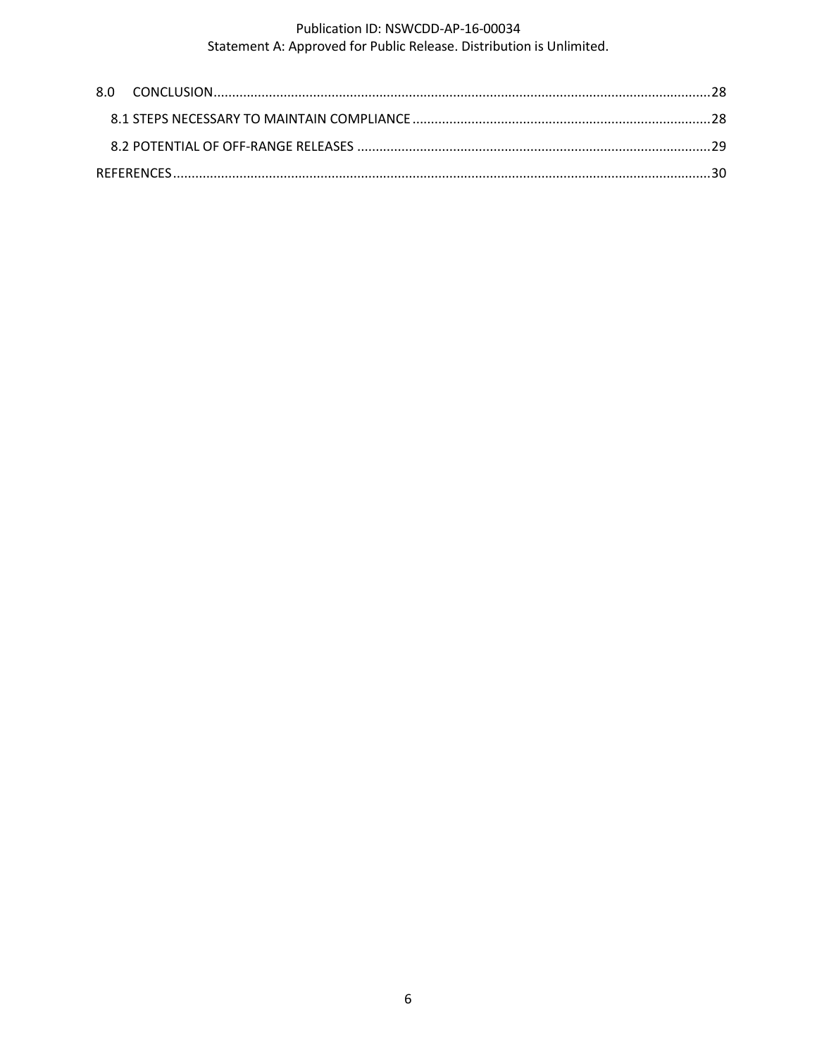8.0 CONCLUSION ........................................................................................................................................ 28

8.1 STEPS NECESSARY TO MAINTAIN COMPLIANCE ................................................................................ 28

8.2 POTENTIAL OF OFF-RANGE RELEASES ............................................................................................... 29

REFERENCES ................................................................................................................................................ 30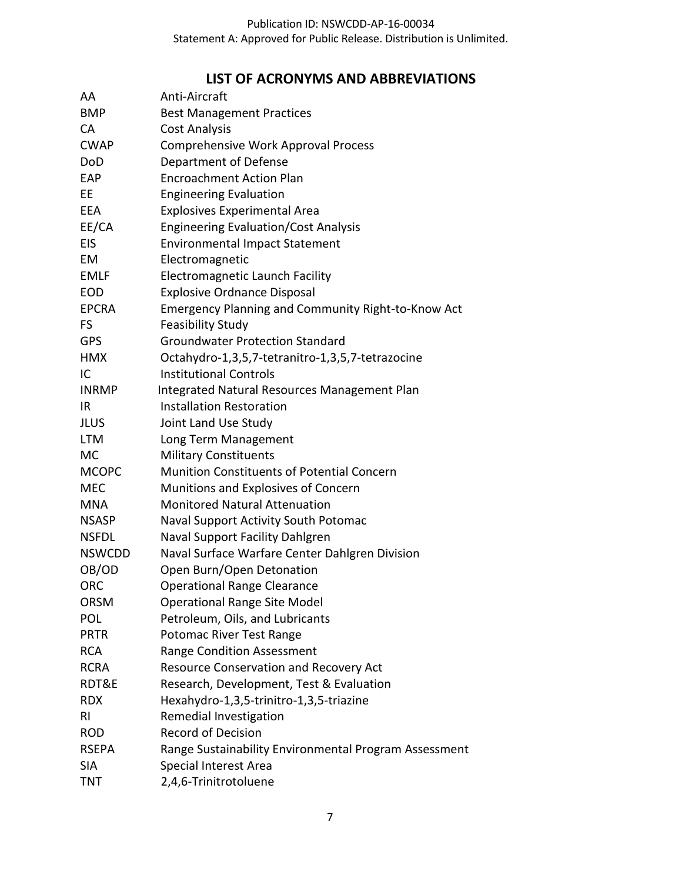## LIST OF ACRONYMS AND ABBREVIATIONS

| | |
|---|---|
| AA | Anti-Aircraft |
| BMP | Best Management Practices |
| CA | Cost Analysis |
| CWAP | Comprehensive Work Approval Process |
| DoD | Department of Defense |
| EAP | Encroachment Action Plan |
| EE | Engineering Evaluation |
| EEA | Explosives Experimental Area |
| EE/CA | Engineering Evaluation/Cost Analysis |
| EIS | Environmental Impact Statement |
| EM | Electromagnetic |
| EMLF | Electromagnetic Launch Facility |
| EOD | Explosive Ordnance Disposal |
| EPCRA | Emergency Planning and Community Right-to-Know Act |
| FS | Feasibility Study |
| GPS | Groundwater Protection Standard |
| HMX | Octahydro-1,3,5,7-tetranitro-1,3,5,7-tetrazocine |
| IC | Institutional Controls |
| INRMP | Integrated Natural Resources Management Plan |
| IR | Installation Restoration |
| JLUS | Joint Land Use Study |
| LTM | Long Term Management |
| MC | Military Constituents |
| MCOPC | Munition Constituents of Potential Concern |
| MEC | Munitions and Explosives of Concern |
| MNA | Monitored Natural Attenuation |
| NSASP | Naval Support Activity South Potomac |
| NSFDL | Naval Support Facility Dahlgren |
| NSWCDD | Naval Surface Warfare Center Dahlgren Division |
| OB/OD | Open Burn/Open Detonation |
| ORC | Operational Range Clearance |
| ORSM | Operational Range Site Model |
| POL | Petroleum, Oils, and Lubricants |
| PRTR | Potomac River Test Range |
| RCA | Range Condition Assessment |
| RCRA | Resource Conservation and Recovery Act |
| RDT&E | Research, Development, Test & Evaluation |
| RDX | Hexahydro-1,3,5-trinitro-1,3,5-triazine |
| RI | Remedial Investigation |
| ROD | Record of Decision |
| RSEPA | Range Sustainability Environmental Program Assessment |
| SIA | Special Interest Area |
| TNT | 2,4,6-Trinitrotoluene |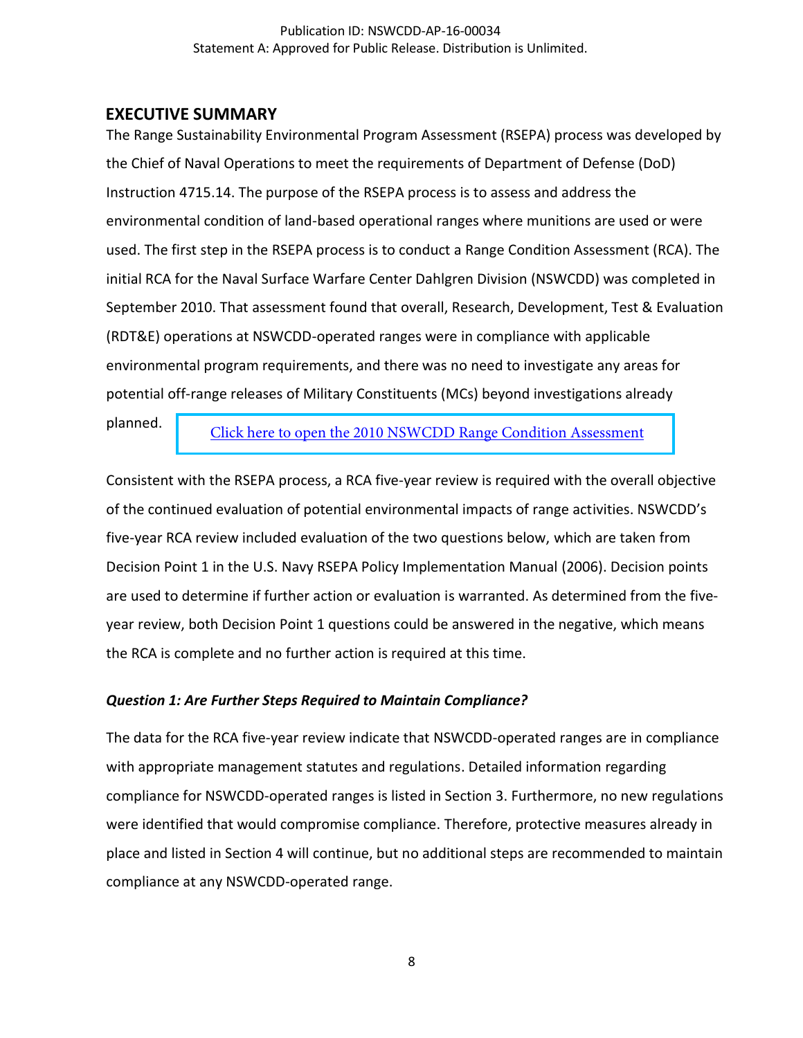## EXECUTIVE SUMMARY

The Range Sustainability Environmental Program Assessment (RSEPA) process was developed by the Chief of Naval Operations to meet the requirements of Department of Defense (DoD) Instruction 4715.14. The purpose of the RSEPA process is to assess and address the environmental condition of land-based operational ranges where munitions are used or were used. The first step in the RSEPA process is to conduct a Range Condition Assessment (RCA). The initial RCA for the Naval Surface Warfare Center Dahlgren Division (NSWCDD) was completed in September 2010. That assessment found that overall, Research, Development, Test & Evaluation (RDT&E) operations at NSWCDD-operated ranges were in compliance with applicable environmental program requirements, and there was no need to investigate any areas for potential off-range releases of Military Constituents (MCs) beyond investigations already planned.

Click here to open the 2010 NSWCDD Range Condition Assessment

Consistent with the RSEPA process, a RCA five-year review is required with the overall objective of the continued evaluation of potential environmental impacts of range activities. NSWCDD's five-year RCA review included evaluation of the two questions below, which are taken from Decision Point 1 in the U.S. Navy RSEPA Policy Implementation Manual (2006). Decision points are used to determine if further action or evaluation is warranted. As determined from the five-year review, both Decision Point 1 questions could be answered in the negative, which means the RCA is complete and no further action is required at this time.

***Question 1: Are Further Steps Required to Maintain Compliance?***

The data for the RCA five-year review indicate that NSWCDD-operated ranges are in compliance with appropriate management statutes and regulations. Detailed information regarding compliance for NSWCDD-operated ranges is listed in Section 3. Furthermore, no new regulations were identified that would compromise compliance. Therefore, protective measures already in place and listed in Section 4 will continue, but no additional steps are recommended to maintain compliance at any NSWCDD-operated range.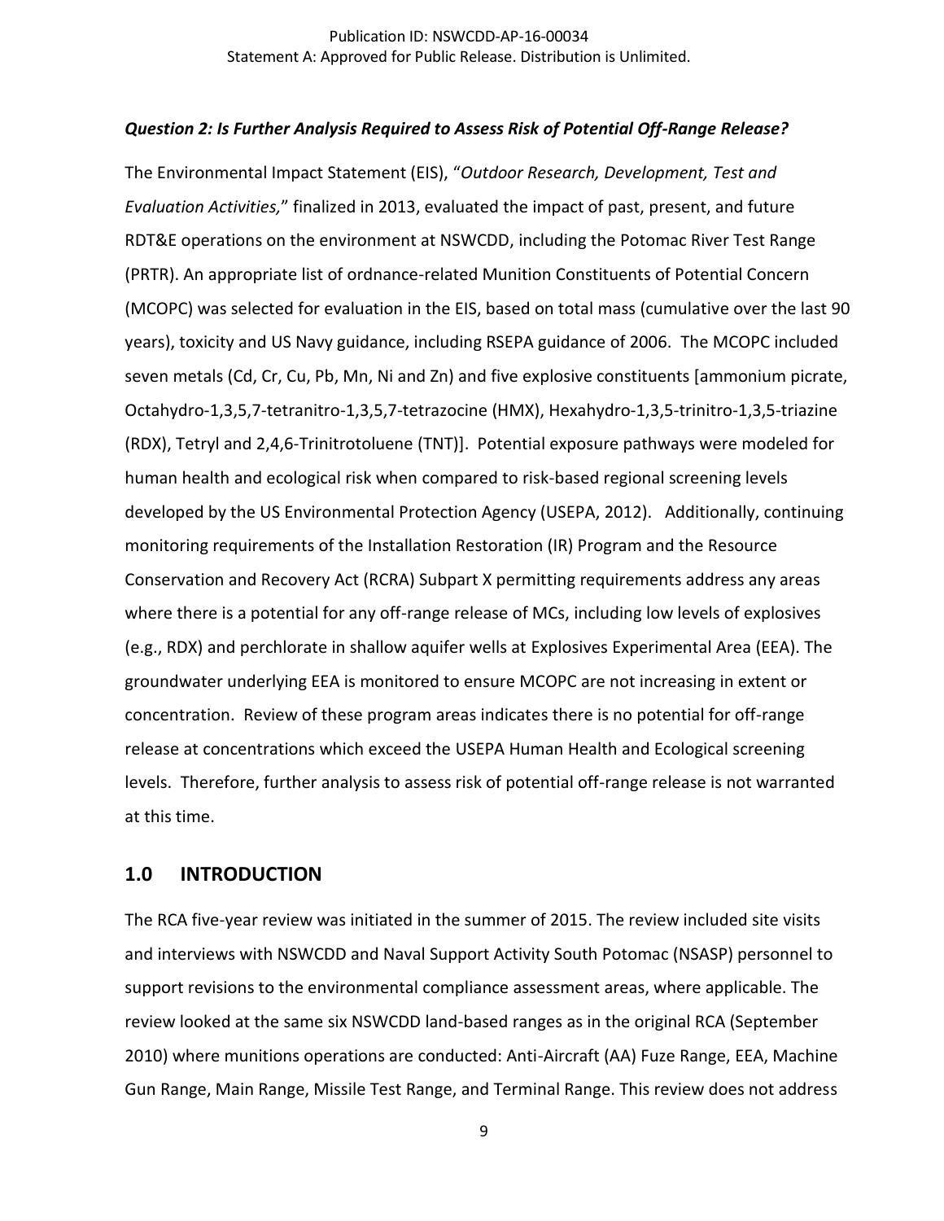***Question 2: Is Further Analysis Required to Assess Risk of Potential Off-Range Release?***

The Environmental Impact Statement (EIS), "*Outdoor Research, Development, Test and Evaluation Activities,*" finalized in 2013, evaluated the impact of past, present, and future RDT&E operations on the environment at NSWCDD, including the Potomac River Test Range (PRTR). An appropriate list of ordnance-related Munition Constituents of Potential Concern (MCOPC) was selected for evaluation in the EIS, based on total mass (cumulative over the last 90 years), toxicity and US Navy guidance, including RSEPA guidance of 2006. The MCOPC included seven metals (Cd, Cr, Cu, Pb, Mn, Ni and Zn) and five explosive constituents [ammonium picrate, Octahydro-1,3,5,7-tetranitro-1,3,5,7-tetrazocine (HMX), Hexahydro-1,3,5-trinitro-1,3,5-triazine (RDX), Tetryl and 2,4,6-Trinitrotoluene (TNT)]. Potential exposure pathways were modeled for human health and ecological risk when compared to risk-based regional screening levels developed by the US Environmental Protection Agency (USEPA, 2012). Additionally, continuing monitoring requirements of the Installation Restoration (IR) Program and the Resource Conservation and Recovery Act (RCRA) Subpart X permitting requirements address any areas where there is a potential for any off-range release of MCs, including low levels of explosives (e.g., RDX) and perchlorate in shallow aquifer wells at Explosives Experimental Area (EEA). The groundwater underlying EEA is monitored to ensure MCOPC are not increasing in extent or concentration. Review of these program areas indicates there is no potential for off-range release at concentrations which exceed the USEPA Human Health and Ecological screening levels. Therefore, further analysis to assess risk of potential off-range release is not warranted at this time.

## 1.0 INTRODUCTION

The RCA five-year review was initiated in the summer of 2015. The review included site visits and interviews with NSWCDD and Naval Support Activity South Potomac (NSASP) personnel to support revisions to the environmental compliance assessment areas, where applicable. The review looked at the same six NSWCDD land-based ranges as in the original RCA (September 2010) where munitions operations are conducted: Anti-Aircraft (AA) Fuze Range, EEA, Machine Gun Range, Main Range, Missile Test Range, and Terminal Range. This review does not address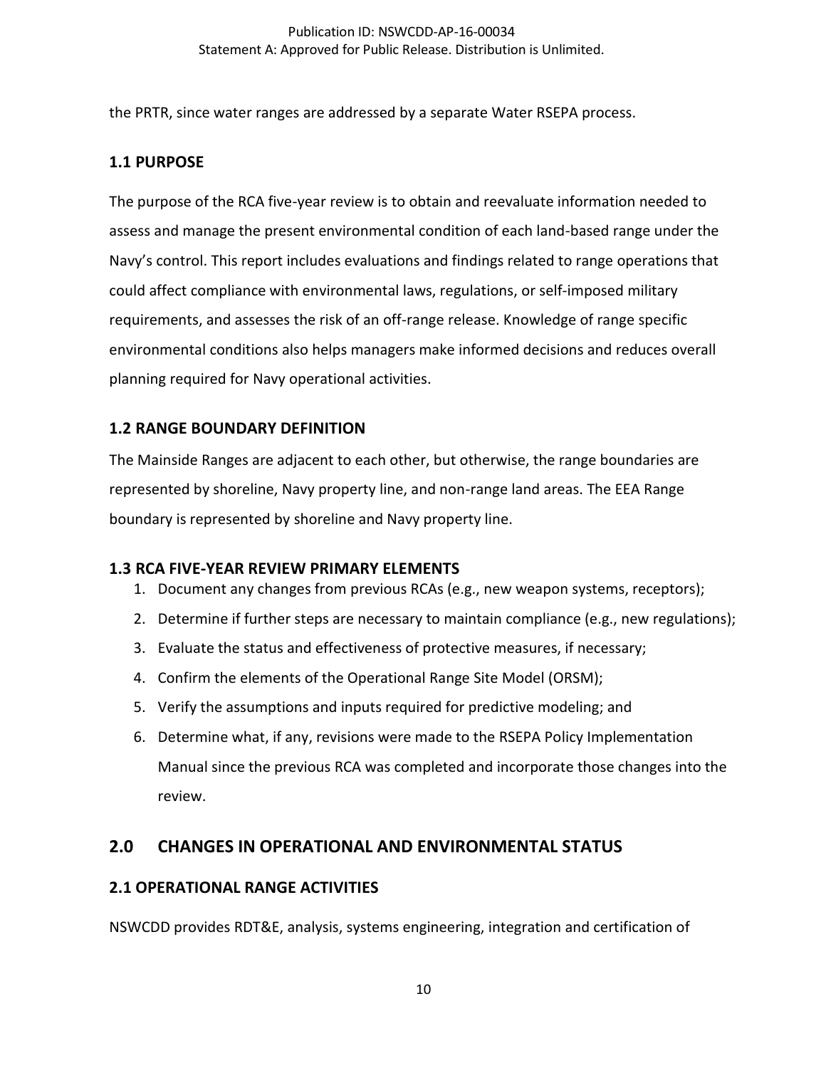the PRTR, since water ranges are addressed by a separate Water RSEPA process.

### 1.1 PURPOSE

The purpose of the RCA five-year review is to obtain and reevaluate information needed to assess and manage the present environmental condition of each land-based range under the Navy's control. This report includes evaluations and findings related to range operations that could affect compliance with environmental laws, regulations, or self-imposed military requirements, and assesses the risk of an off-range release. Knowledge of range specific environmental conditions also helps managers make informed decisions and reduces overall planning required for Navy operational activities.

### 1.2 RANGE BOUNDARY DEFINITION

The Mainside Ranges are adjacent to each other, but otherwise, the range boundaries are represented by shoreline, Navy property line, and non-range land areas. The EEA Range boundary is represented by shoreline and Navy property line.

### 1.3 RCA FIVE-YEAR REVIEW PRIMARY ELEMENTS

1. Document any changes from previous RCAs (e.g., new weapon systems, receptors);
2. Determine if further steps are necessary to maintain compliance (e.g., new regulations);
3. Evaluate the status and effectiveness of protective measures, if necessary;
4. Confirm the elements of the Operational Range Site Model (ORSM);
5. Verify the assumptions and inputs required for predictive modeling; and
6. Determine what, if any, revisions were made to the RSEPA Policy Implementation Manual since the previous RCA was completed and incorporate those changes into the review.

## 2.0 CHANGES IN OPERATIONAL AND ENVIRONMENTAL STATUS

### 2.1 OPERATIONAL RANGE ACTIVITIES

NSWCDD provides RDT&E, analysis, systems engineering, integration and certification of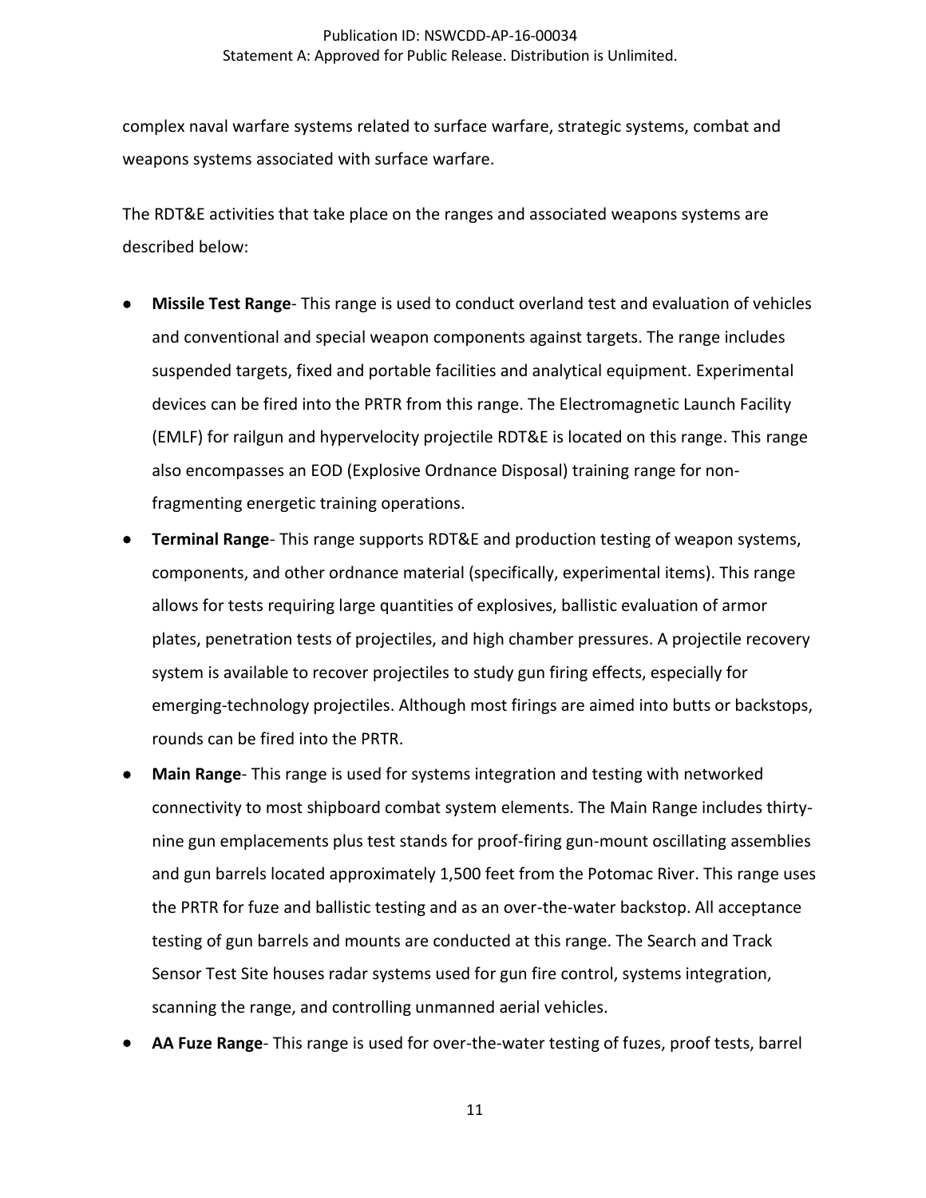complex naval warfare systems related to surface warfare, strategic systems, combat and weapons systems associated with surface warfare.

The RDT&E activities that take place on the ranges and associated weapons systems are described below:

- **Missile Test Range**- This range is used to conduct overland test and evaluation of vehicles and conventional and special weapon components against targets. The range includes suspended targets, fixed and portable facilities and analytical equipment. Experimental devices can be fired into the PRTR from this range. The Electromagnetic Launch Facility (EMLF) for railgun and hypervelocity projectile RDT&E is located on this range. This range also encompasses an EOD (Explosive Ordnance Disposal) training range for non-fragmenting energetic training operations.
- **Terminal Range**- This range supports RDT&E and production testing of weapon systems, components, and other ordnance material (specifically, experimental items). This range allows for tests requiring large quantities of explosives, ballistic evaluation of armor plates, penetration tests of projectiles, and high chamber pressures. A projectile recovery system is available to recover projectiles to study gun firing effects, especially for emerging-technology projectiles. Although most firings are aimed into butts or backstops, rounds can be fired into the PRTR.
- **Main Range**- This range is used for systems integration and testing with networked connectivity to most shipboard combat system elements. The Main Range includes thirty-nine gun emplacements plus test stands for proof-firing gun-mount oscillating assemblies and gun barrels located approximately 1,500 feet from the Potomac River. This range uses the PRTR for fuze and ballistic testing and as an over-the-water backstop. All acceptance testing of gun barrels and mounts are conducted at this range. The Search and Track Sensor Test Site houses radar systems used for gun fire control, systems integration, scanning the range, and controlling unmanned aerial vehicles.
- **AA Fuze Range**- This range is used for over-the-water testing of fuzes, proof tests, barrel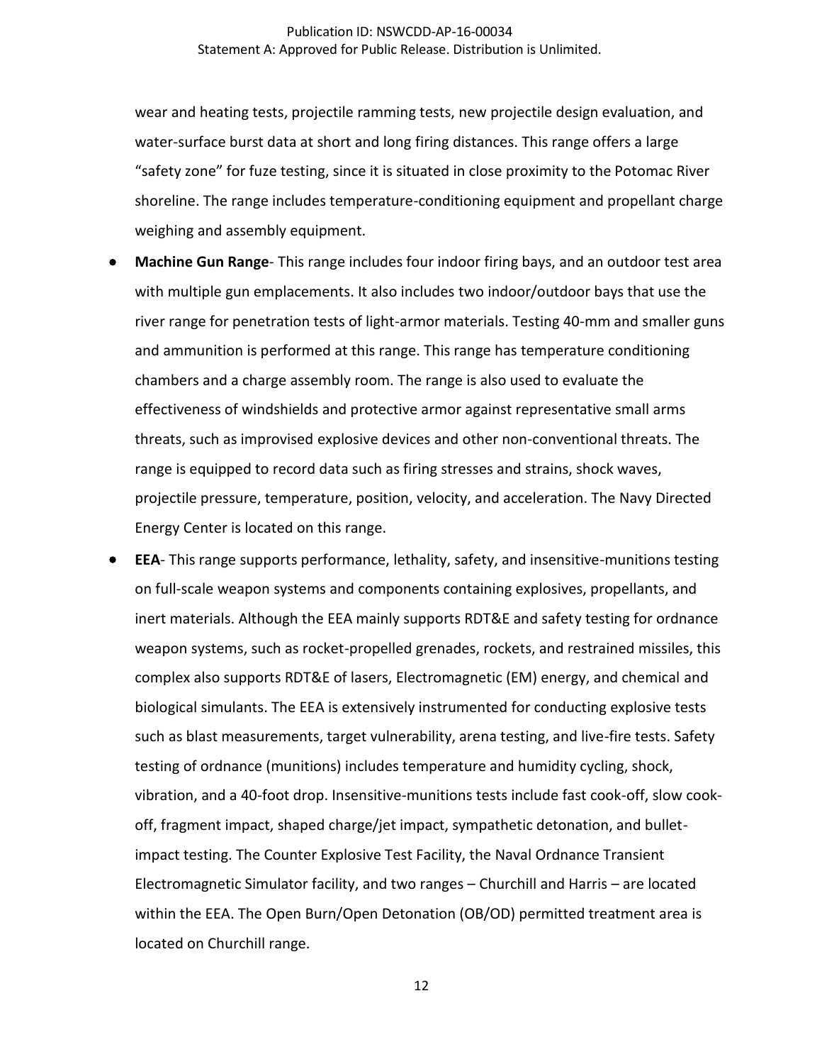wear and heating tests, projectile ramming tests, new projectile design evaluation, and water-surface burst data at short and long firing distances. This range offers a large "safety zone" for fuze testing, since it is situated in close proximity to the Potomac River shoreline. The range includes temperature-conditioning equipment and propellant charge weighing and assembly equipment.

- **Machine Gun Range**- This range includes four indoor firing bays, and an outdoor test area with multiple gun emplacements. It also includes two indoor/outdoor bays that use the river range for penetration tests of light-armor materials. Testing 40-mm and smaller guns and ammunition is performed at this range. This range has temperature conditioning chambers and a charge assembly room. The range is also used to evaluate the effectiveness of windshields and protective armor against representative small arms threats, such as improvised explosive devices and other non-conventional threats. The range is equipped to record data such as firing stresses and strains, shock waves, projectile pressure, temperature, position, velocity, and acceleration. The Navy Directed Energy Center is located on this range.
- **EEA**- This range supports performance, lethality, safety, and insensitive-munitions testing on full-scale weapon systems and components containing explosives, propellants, and inert materials. Although the EEA mainly supports RDT&E and safety testing for ordnance weapon systems, such as rocket-propelled grenades, rockets, and restrained missiles, this complex also supports RDT&E of lasers, Electromagnetic (EM) energy, and chemical and biological simulants. The EEA is extensively instrumented for conducting explosive tests such as blast measurements, target vulnerability, arena testing, and live-fire tests. Safety testing of ordnance (munitions) includes temperature and humidity cycling, shock, vibration, and a 40-foot drop. Insensitive-munitions tests include fast cook-off, slow cook-off, fragment impact, shaped charge/jet impact, sympathetic detonation, and bullet-impact testing. The Counter Explosive Test Facility, the Naval Ordnance Transient Electromagnetic Simulator facility, and two ranges – Churchill and Harris – are located within the EEA. The Open Burn/Open Detonation (OB/OD) permitted treatment area is located on Churchill range.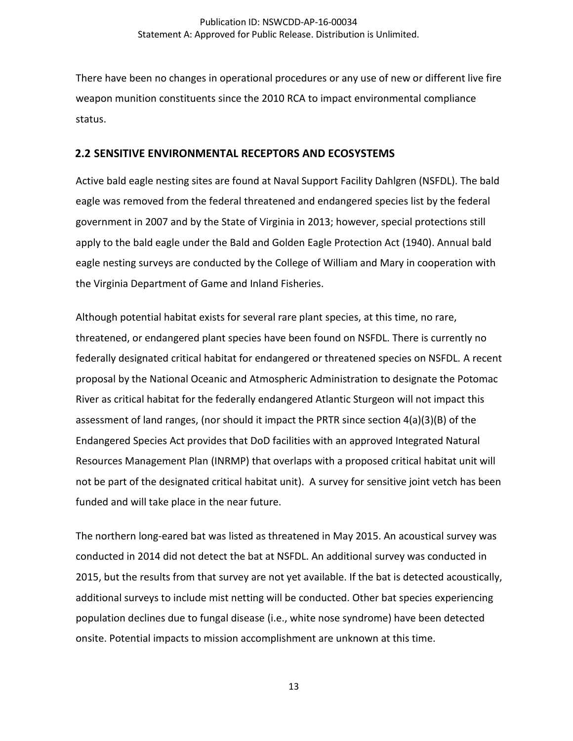There have been no changes in operational procedures or any use of new or different live fire weapon munition constituents since the 2010 RCA to impact environmental compliance status.

## 2.2 SENSITIVE ENVIRONMENTAL RECEPTORS AND ECOSYSTEMS

Active bald eagle nesting sites are found at Naval Support Facility Dahlgren (NSFDL). The bald eagle was removed from the federal threatened and endangered species list by the federal government in 2007 and by the State of Virginia in 2013; however, special protections still apply to the bald eagle under the Bald and Golden Eagle Protection Act (1940). Annual bald eagle nesting surveys are conducted by the College of William and Mary in cooperation with the Virginia Department of Game and Inland Fisheries.

Although potential habitat exists for several rare plant species, at this time, no rare, threatened, or endangered plant species have been found on NSFDL. There is currently no federally designated critical habitat for endangered or threatened species on NSFDL. A recent proposal by the National Oceanic and Atmospheric Administration to designate the Potomac River as critical habitat for the federally endangered Atlantic Sturgeon will not impact this assessment of land ranges, (nor should it impact the PRTR since section 4(a)(3)(B) of the Endangered Species Act provides that DoD facilities with an approved Integrated Natural Resources Management Plan (INRMP) that overlaps with a proposed critical habitat unit will not be part of the designated critical habitat unit). A survey for sensitive joint vetch has been funded and will take place in the near future.

The northern long-eared bat was listed as threatened in May 2015. An acoustical survey was conducted in 2014 did not detect the bat at NSFDL. An additional survey was conducted in 2015, but the results from that survey are not yet available. If the bat is detected acoustically, additional surveys to include mist netting will be conducted. Other bat species experiencing population declines due to fungal disease (i.e., white nose syndrome) have been detected onsite. Potential impacts to mission accomplishment are unknown at this time.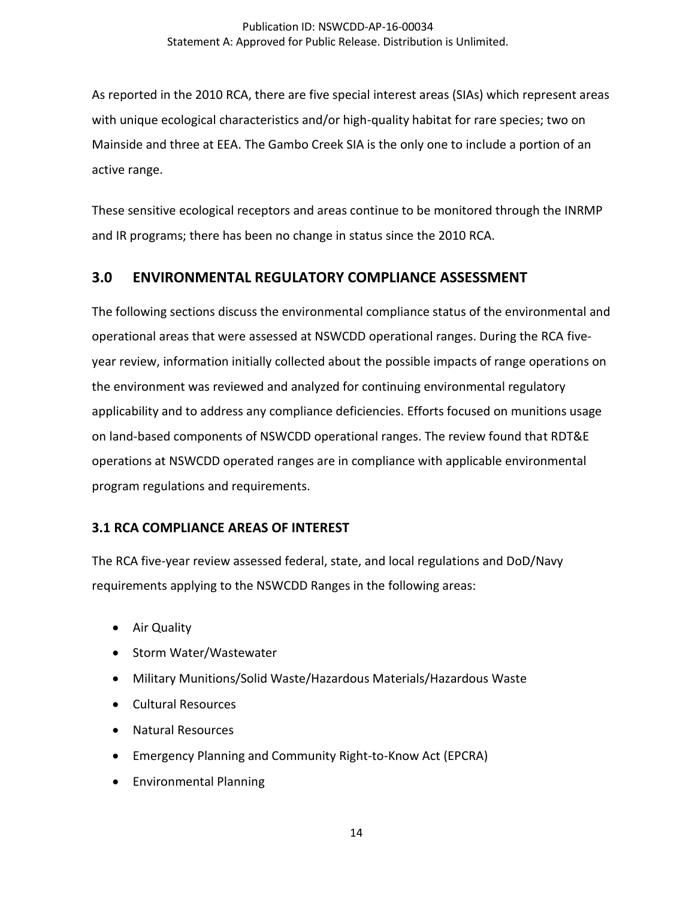As reported in the 2010 RCA, there are five special interest areas (SIAs) which represent areas with unique ecological characteristics and/or high-quality habitat for rare species; two on Mainside and three at EEA. The Gambo Creek SIA is the only one to include a portion of an active range.

These sensitive ecological receptors and areas continue to be monitored through the INRMP and IR programs; there has been no change in status since the 2010 RCA.

## 3.0 ENVIRONMENTAL REGULATORY COMPLIANCE ASSESSMENT

The following sections discuss the environmental compliance status of the environmental and operational areas that were assessed at NSWCDD operational ranges. During the RCA five-year review, information initially collected about the possible impacts of range operations on the environment was reviewed and analyzed for continuing environmental regulatory applicability and to address any compliance deficiencies. Efforts focused on munitions usage on land-based components of NSWCDD operational ranges. The review found that RDT&E operations at NSWCDD operated ranges are in compliance with applicable environmental program regulations and requirements.

### 3.1 RCA COMPLIANCE AREAS OF INTEREST

The RCA five-year review assessed federal, state, and local regulations and DoD/Navy requirements applying to the NSWCDD Ranges in the following areas:

- Air Quality
- Storm Water/Wastewater
- Military Munitions/Solid Waste/Hazardous Materials/Hazardous Waste
- Cultural Resources
- Natural Resources
- Emergency Planning and Community Right-to-Know Act (EPCRA)
- Environmental Planning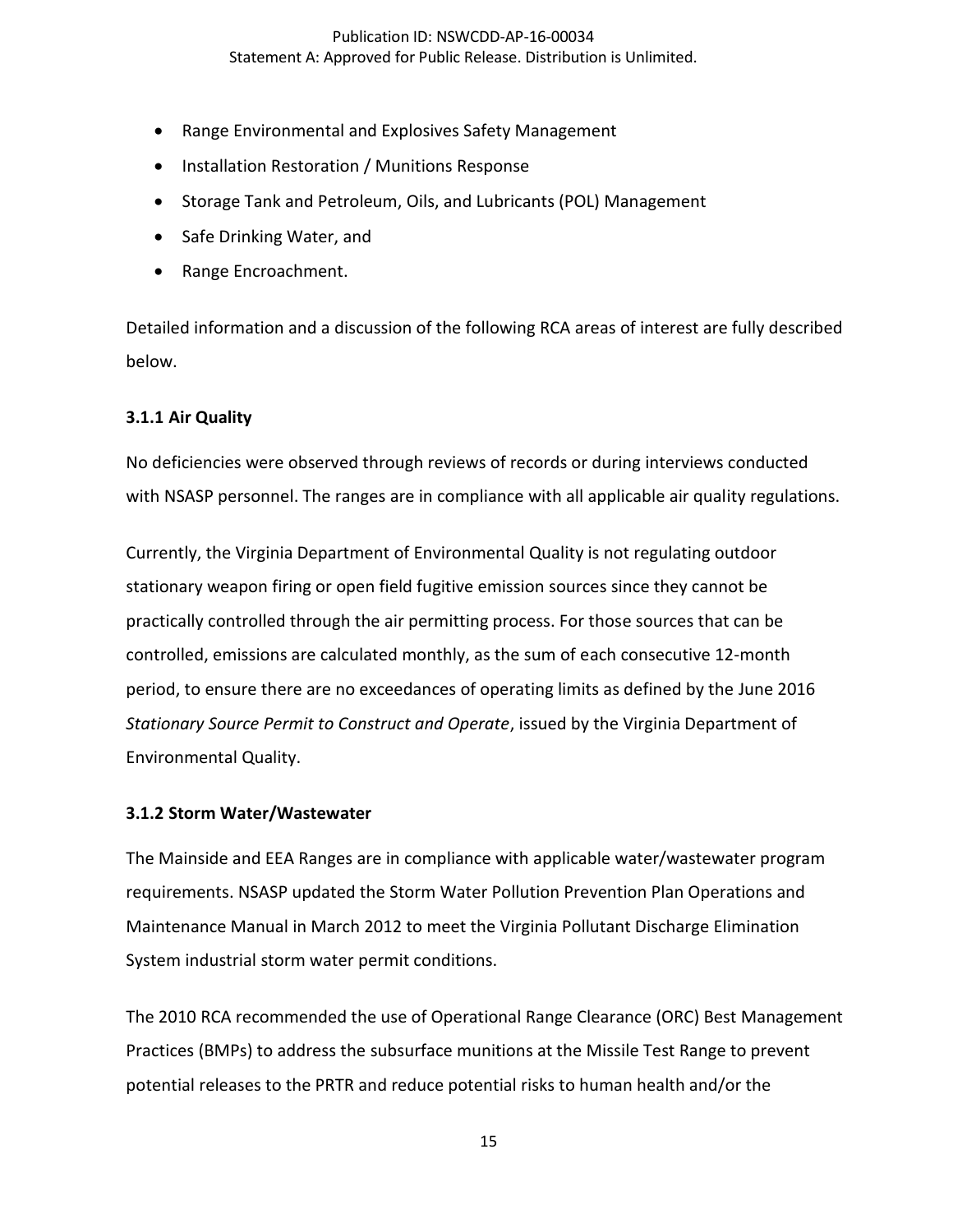- Range Environmental and Explosives Safety Management
- Installation Restoration / Munitions Response
- Storage Tank and Petroleum, Oils, and Lubricants (POL) Management
- Safe Drinking Water, and
- Range Encroachment.

Detailed information and a discussion of the following RCA areas of interest are fully described below.

### 3.1.1 Air Quality

No deficiencies were observed through reviews of records or during interviews conducted with NSASP personnel. The ranges are in compliance with all applicable air quality regulations.

Currently, the Virginia Department of Environmental Quality is not regulating outdoor stationary weapon firing or open field fugitive emission sources since they cannot be practically controlled through the air permitting process. For those sources that can be controlled, emissions are calculated monthly, as the sum of each consecutive 12-month period, to ensure there are no exceedances of operating limits as defined by the June 2016 *Stationary Source Permit to Construct and Operate*, issued by the Virginia Department of Environmental Quality.

### 3.1.2 Storm Water/Wastewater

The Mainside and EEA Ranges are in compliance with applicable water/wastewater program requirements. NSASP updated the Storm Water Pollution Prevention Plan Operations and Maintenance Manual in March 2012 to meet the Virginia Pollutant Discharge Elimination System industrial storm water permit conditions.

The 2010 RCA recommended the use of Operational Range Clearance (ORC) Best Management Practices (BMPs) to address the subsurface munitions at the Missile Test Range to prevent potential releases to the PRTR and reduce potential risks to human health and/or the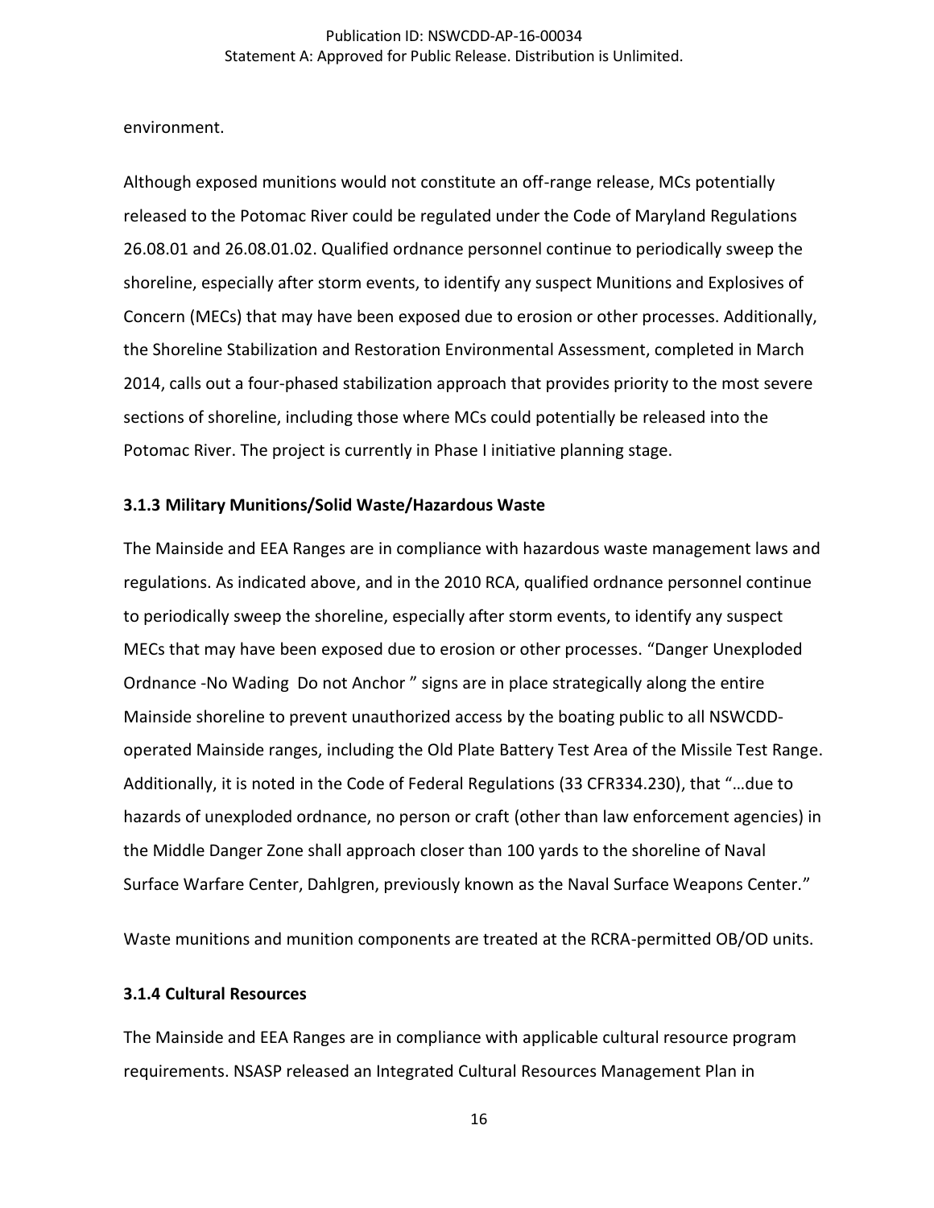environment.

Although exposed munitions would not constitute an off-range release, MCs potentially released to the Potomac River could be regulated under the Code of Maryland Regulations 26.08.01 and 26.08.01.02. Qualified ordnance personnel continue to periodically sweep the shoreline, especially after storm events, to identify any suspect Munitions and Explosives of Concern (MECs) that may have been exposed due to erosion or other processes. Additionally, the Shoreline Stabilization and Restoration Environmental Assessment, completed in March 2014, calls out a four-phased stabilization approach that provides priority to the most severe sections of shoreline, including those where MCs could potentially be released into the Potomac River. The project is currently in Phase I initiative planning stage.

### 3.1.3 Military Munitions/Solid Waste/Hazardous Waste

The Mainside and EEA Ranges are in compliance with hazardous waste management laws and regulations. As indicated above, and in the 2010 RCA, qualified ordnance personnel continue to periodically sweep the shoreline, especially after storm events, to identify any suspect MECs that may have been exposed due to erosion or other processes. "Danger Unexploded Ordnance -No Wading Do not Anchor " signs are in place strategically along the entire Mainside shoreline to prevent unauthorized access by the boating public to all NSWCDD-operated Mainside ranges, including the Old Plate Battery Test Area of the Missile Test Range. Additionally, it is noted in the Code of Federal Regulations (33 CFR334.230), that "…due to hazards of unexploded ordnance, no person or craft (other than law enforcement agencies) in the Middle Danger Zone shall approach closer than 100 yards to the shoreline of Naval Surface Warfare Center, Dahlgren, previously known as the Naval Surface Weapons Center."

Waste munitions and munition components are treated at the RCRA-permitted OB/OD units.

### 3.1.4 Cultural Resources

The Mainside and EEA Ranges are in compliance with applicable cultural resource program requirements. NSASP released an Integrated Cultural Resources Management Plan in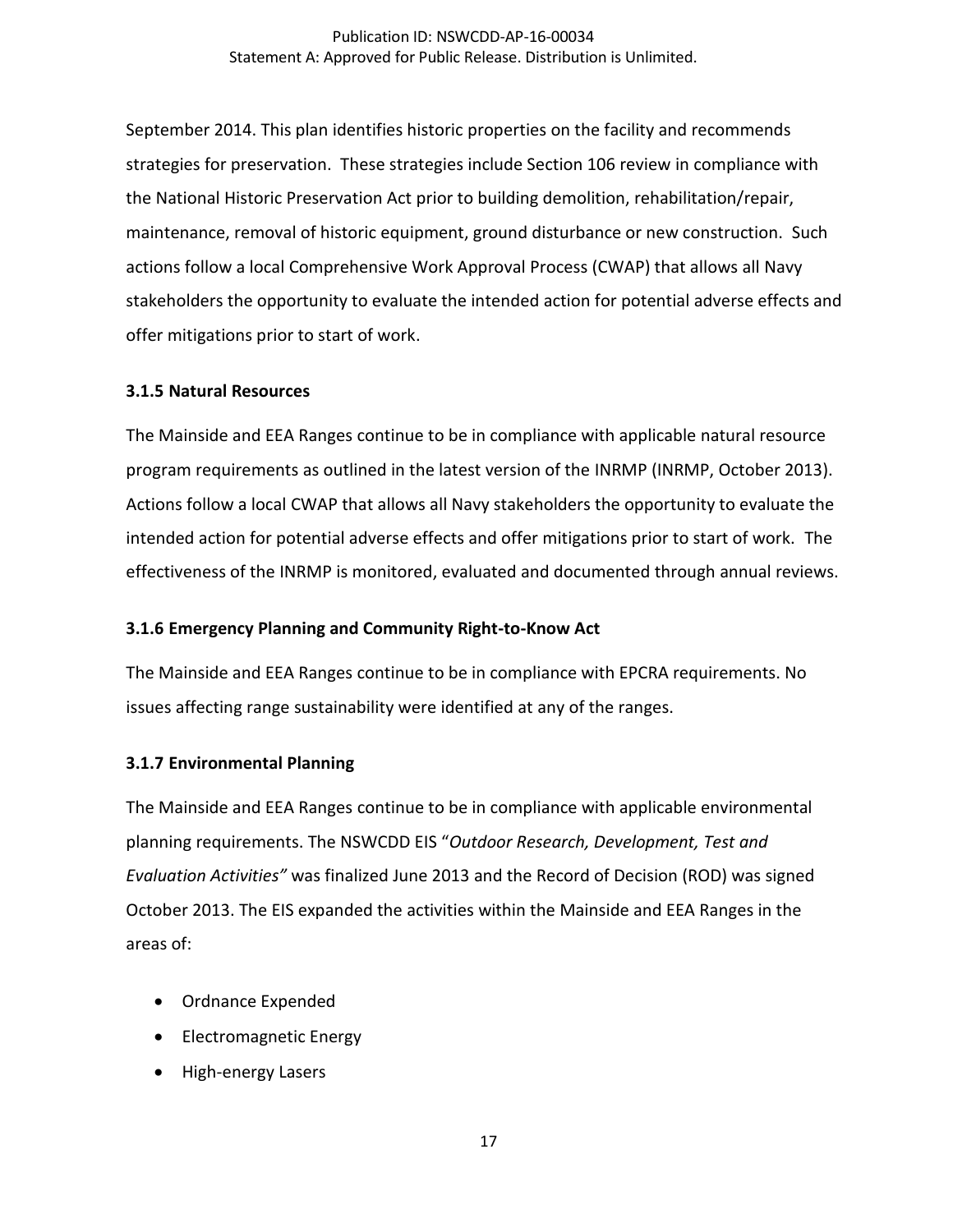September 2014. This plan identifies historic properties on the facility and recommends strategies for preservation. These strategies include Section 106 review in compliance with the National Historic Preservation Act prior to building demolition, rehabilitation/repair, maintenance, removal of historic equipment, ground disturbance or new construction. Such actions follow a local Comprehensive Work Approval Process (CWAP) that allows all Navy stakeholders the opportunity to evaluate the intended action for potential adverse effects and offer mitigations prior to start of work.

### 3.1.5 Natural Resources

The Mainside and EEA Ranges continue to be in compliance with applicable natural resource program requirements as outlined in the latest version of the INRMP (INRMP, October 2013). Actions follow a local CWAP that allows all Navy stakeholders the opportunity to evaluate the intended action for potential adverse effects and offer mitigations prior to start of work. The effectiveness of the INRMP is monitored, evaluated and documented through annual reviews.

### 3.1.6 Emergency Planning and Community Right-to-Know Act

The Mainside and EEA Ranges continue to be in compliance with EPCRA requirements. No issues affecting range sustainability were identified at any of the ranges.

### 3.1.7 Environmental Planning

The Mainside and EEA Ranges continue to be in compliance with applicable environmental planning requirements. The NSWCDD EIS "*Outdoor Research, Development, Test and Evaluation Activities"* was finalized June 2013 and the Record of Decision (ROD) was signed October 2013. The EIS expanded the activities within the Mainside and EEA Ranges in the areas of:

- Ordnance Expended
- Electromagnetic Energy
- High-energy Lasers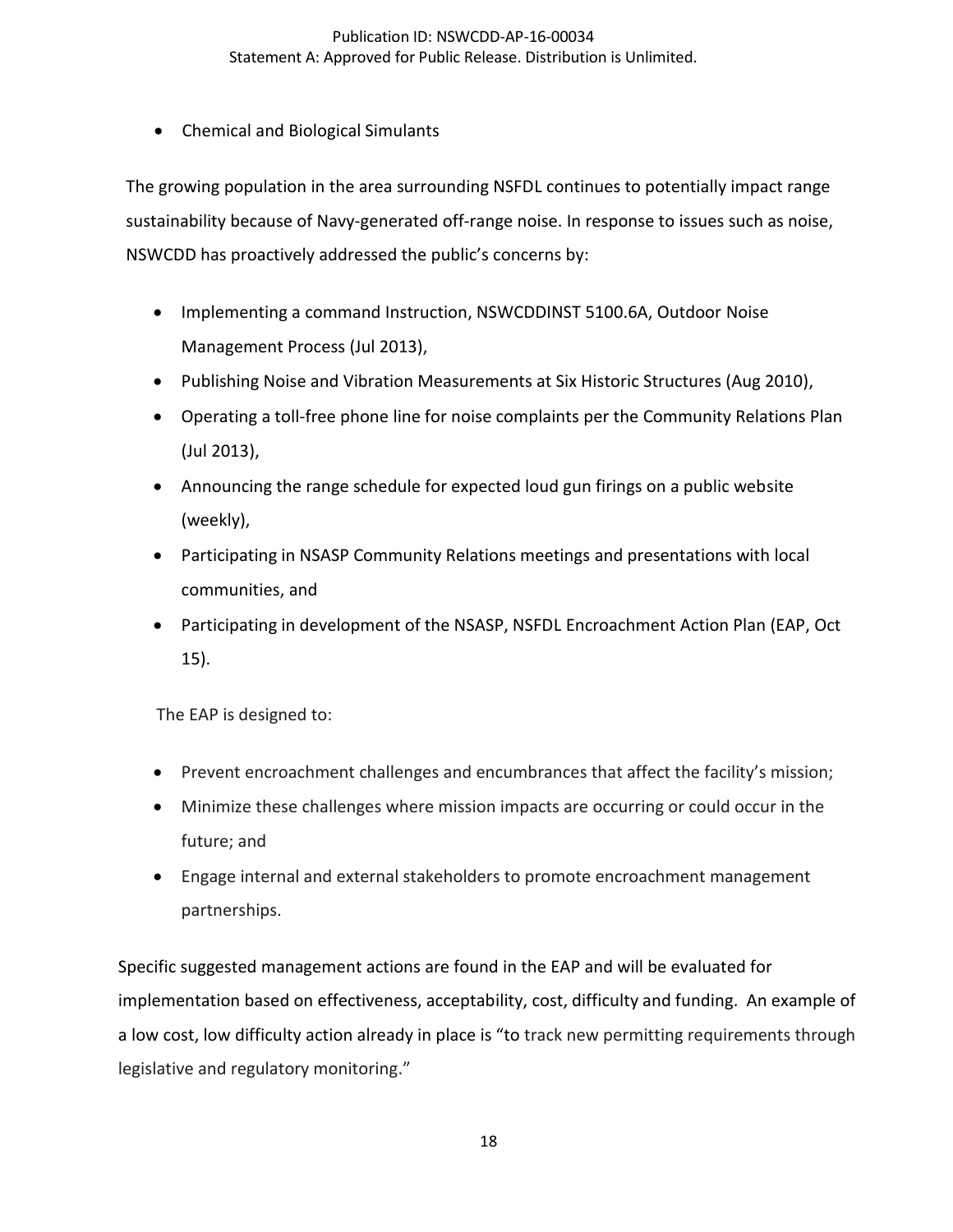- Chemical and Biological Simulants

The growing population in the area surrounding NSFDL continues to potentially impact range sustainability because of Navy-generated off-range noise. In response to issues such as noise, NSWCDD has proactively addressed the public's concerns by:

- Implementing a command Instruction, NSWCDDINST 5100.6A, Outdoor Noise Management Process (Jul 2013),
- Publishing Noise and Vibration Measurements at Six Historic Structures (Aug 2010),
- Operating a toll-free phone line for noise complaints per the Community Relations Plan (Jul 2013),
- Announcing the range schedule for expected loud gun firings on a public website (weekly),
- Participating in NSASP Community Relations meetings and presentations with local communities, and
- Participating in development of the NSASP, NSFDL Encroachment Action Plan (EAP, Oct 15).

The EAP is designed to:

- Prevent encroachment challenges and encumbrances that affect the facility's mission;
- Minimize these challenges where mission impacts are occurring or could occur in the future; and
- Engage internal and external stakeholders to promote encroachment management partnerships.

Specific suggested management actions are found in the EAP and will be evaluated for implementation based on effectiveness, acceptability, cost, difficulty and funding. An example of a low cost, low difficulty action already in place is "to track new permitting requirements through legislative and regulatory monitoring."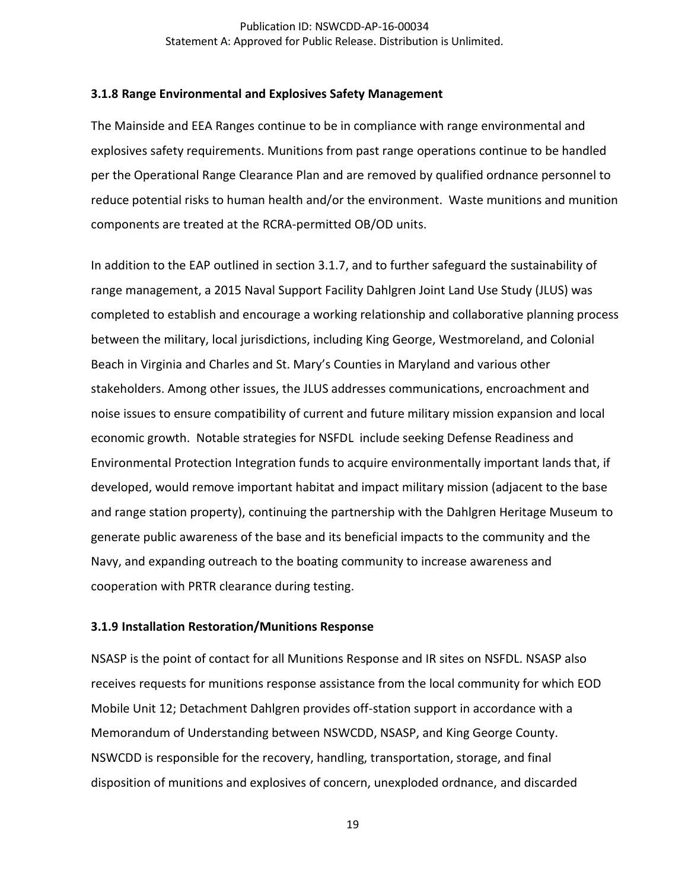### 3.1.8 Range Environmental and Explosives Safety Management

The Mainside and EEA Ranges continue to be in compliance with range environmental and explosives safety requirements. Munitions from past range operations continue to be handled per the Operational Range Clearance Plan and are removed by qualified ordnance personnel to reduce potential risks to human health and/or the environment. Waste munitions and munition components are treated at the RCRA-permitted OB/OD units.

In addition to the EAP outlined in section 3.1.7, and to further safeguard the sustainability of range management, a 2015 Naval Support Facility Dahlgren Joint Land Use Study (JLUS) was completed to establish and encourage a working relationship and collaborative planning process between the military, local jurisdictions, including King George, Westmoreland, and Colonial Beach in Virginia and Charles and St. Mary's Counties in Maryland and various other stakeholders. Among other issues, the JLUS addresses communications, encroachment and noise issues to ensure compatibility of current and future military mission expansion and local economic growth. Notable strategies for NSFDL include seeking Defense Readiness and Environmental Protection Integration funds to acquire environmentally important lands that, if developed, would remove important habitat and impact military mission (adjacent to the base and range station property), continuing the partnership with the Dahlgren Heritage Museum to generate public awareness of the base and its beneficial impacts to the community and the Navy, and expanding outreach to the boating community to increase awareness and cooperation with PRTR clearance during testing.

### 3.1.9 Installation Restoration/Munitions Response

NSASP is the point of contact for all Munitions Response and IR sites on NSFDL. NSASP also receives requests for munitions response assistance from the local community for which EOD Mobile Unit 12; Detachment Dahlgren provides off-station support in accordance with a Memorandum of Understanding between NSWCDD, NSASP, and King George County. NSWCDD is responsible for the recovery, handling, transportation, storage, and final disposition of munitions and explosives of concern, unexploded ordnance, and discarded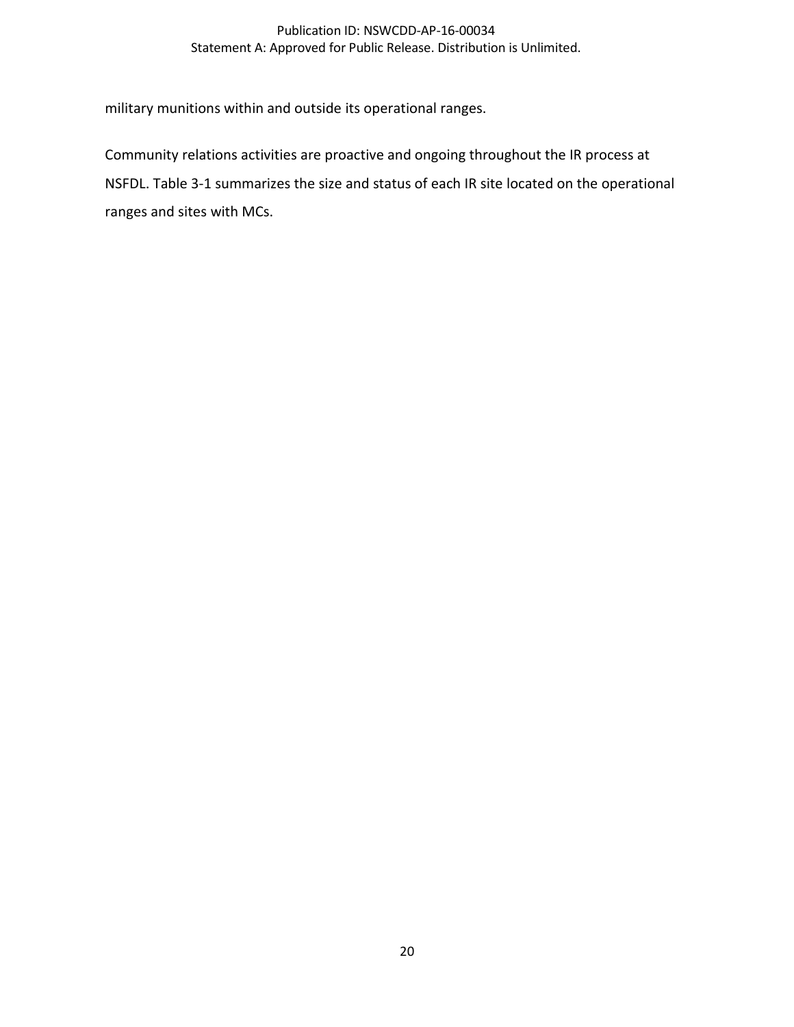military munitions within and outside its operational ranges.

Community relations activities are proactive and ongoing throughout the IR process at NSFDL. Table 3-1 summarizes the size and status of each IR site located on the operational ranges and sites with MCs.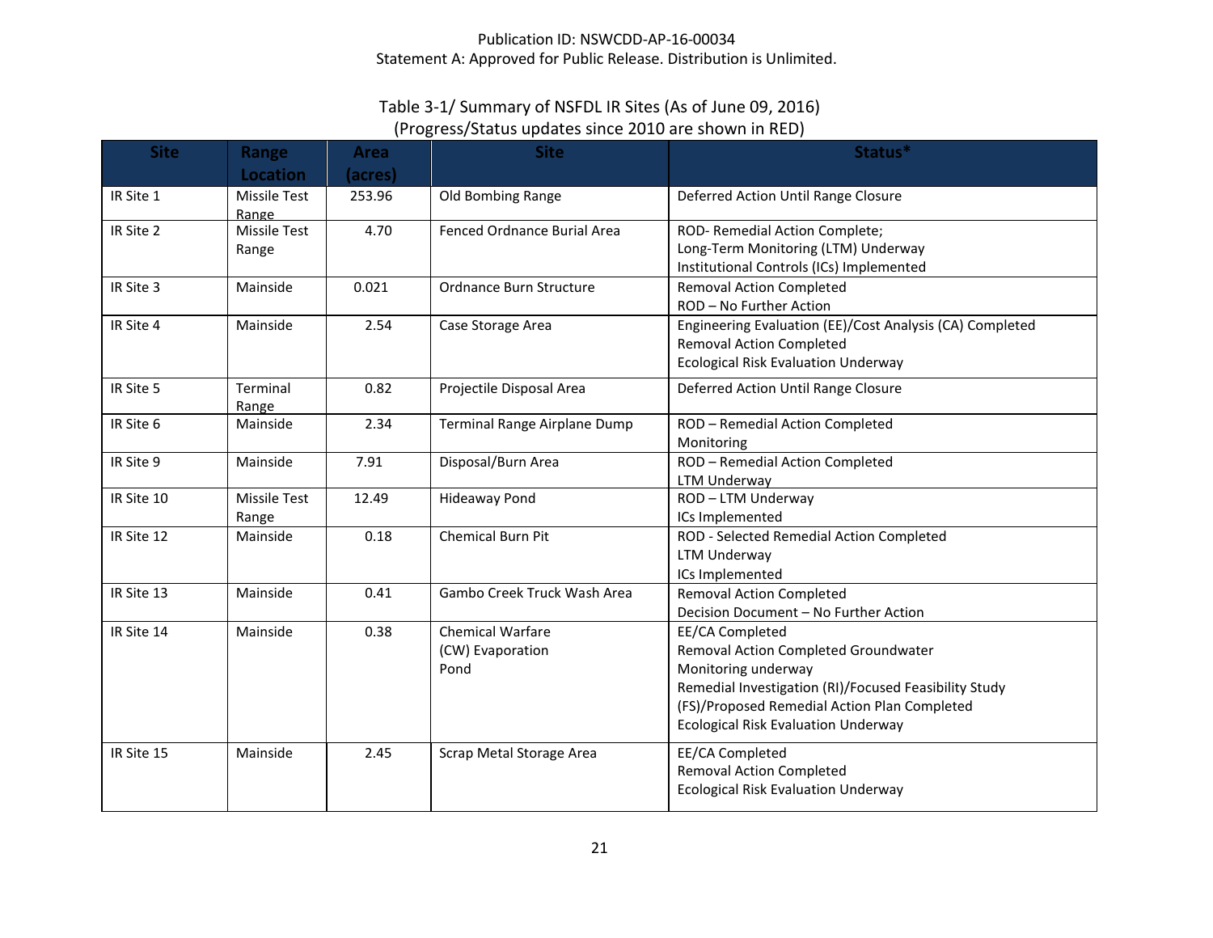Publication ID: NSWCDD-AP-16-00034
Statement A: Approved for Public Release. Distribution is Unlimited.

Table 3-1/ Summary of NSFDL IR Sites (As of June 09, 2016)
(Progress/Status updates since 2010 are shown in RED)

| Site | Range Location | Area (acres) | Site | Status* |
|---|---|---|---|---|
| IR Site 1 | Missile Test Range | 253.96 | Old Bombing Range | Deferred Action Until Range Closure |
| IR Site 2 | Missile Test Range | 4.70 | Fenced Ordnance Burial Area | ROD- Remedial Action Complete;<br>Long-Term Monitoring (LTM) Underway<br>Institutional Controls (ICs) Implemented |
| IR Site 3 | Mainside | 0.021 | Ordnance Burn Structure | Removal Action Completed<br>ROD – No Further Action |
| IR Site 4 | Mainside | 2.54 | Case Storage Area | Engineering Evaluation (EE)/Cost Analysis (CA) Completed<br>Removal Action Completed<br>Ecological Risk Evaluation Underway |
| IR Site 5 | Terminal Range | 0.82 | Projectile Disposal Area | Deferred Action Until Range Closure |
| IR Site 6 | Mainside | 2.34 | Terminal Range Airplane Dump | ROD – Remedial Action Completed<br>Monitoring |
| IR Site 9 | Mainside | 7.91 | Disposal/Burn Area | ROD – Remedial Action Completed<br>LTM Underway |
| IR Site 10 | Missile Test Range | 12.49 | Hideaway Pond | ROD – LTM Underway<br>ICs Implemented |
| IR Site 12 | Mainside | 0.18 | Chemical Burn Pit | ROD - Selected Remedial Action Completed<br>LTM Underway<br>ICs Implemented |
| IR Site 13 | Mainside | 0.41 | Gambo Creek Truck Wash Area | Removal Action Completed<br>Decision Document – No Further Action |
| IR Site 14 | Mainside | 0.38 | Chemical Warfare (CW) Evaporation Pond | EE/CA Completed<br>Removal Action Completed Groundwater<br>Monitoring underway<br>Remedial Investigation (RI)/Focused Feasibility Study (FS)/Proposed Remedial Action Plan Completed<br>Ecological Risk Evaluation Underway |
| IR Site 15 | Mainside | 2.45 | Scrap Metal Storage Area | EE/CA Completed<br>Removal Action Completed<br>Ecological Risk Evaluation Underway |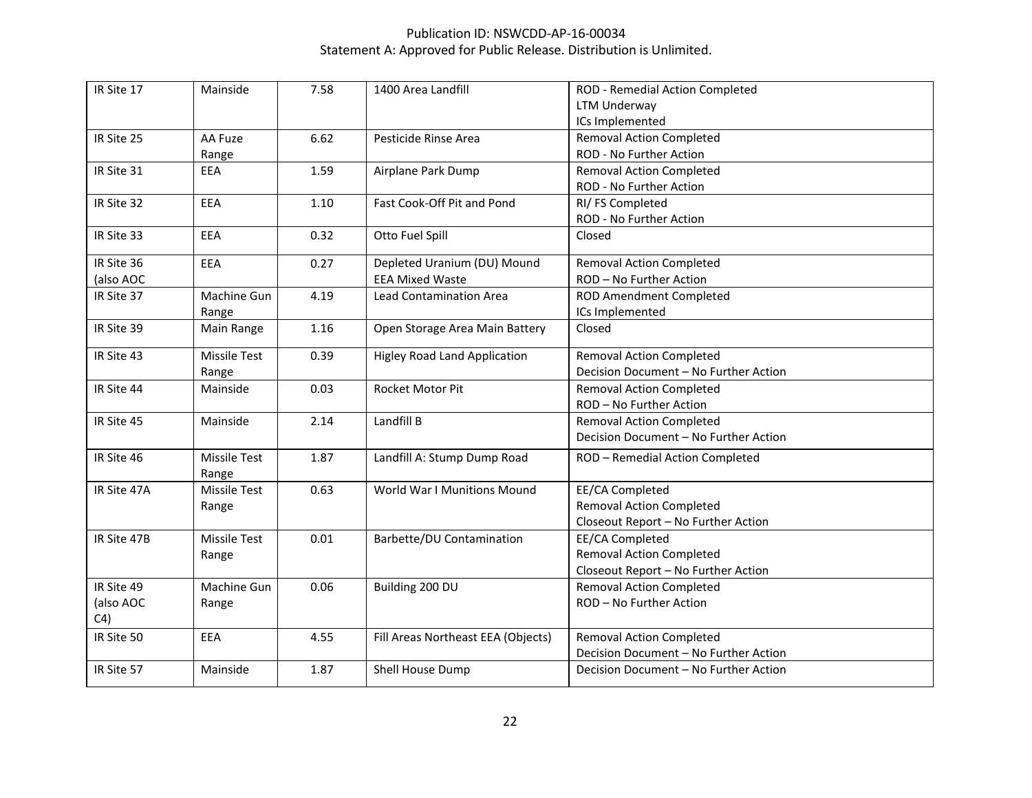| IR Site 17 | Mainside | 7.58 | 1400 Area Landfill | ROD - Remedial Action Completed<br>LTM Underway<br>ICs Implemented |
|---|---|---|---|---|
| IR Site 25 | AA Fuze Range | 6.62 | Pesticide Rinse Area | Removal Action Completed<br>ROD - No Further Action |
| IR Site 31 | EEA | 1.59 | Airplane Park Dump | Removal Action Completed<br>ROD - No Further Action |
| IR Site 32 | EEA | 1.10 | Fast Cook-Off Pit and Pond | RI/ FS Completed<br>ROD - No Further Action |
| IR Site 33 | EEA | 0.32 | Otto Fuel Spill | Closed |
| IR Site 36 (also AOC | EEA | 0.27 | Depleted Uranium (DU) Mound<br>EEA Mixed Waste | Removal Action Completed<br>ROD – No Further Action |
| IR Site 37 | Machine Gun Range | 4.19 | Lead Contamination Area | ROD Amendment Completed<br>ICs Implemented |
| IR Site 39 | Main Range | 1.16 | Open Storage Area Main Battery | Closed |
| IR Site 43 | Missile Test Range | 0.39 | Higley Road Land Application | Removal Action Completed<br>Decision Document – No Further Action |
| IR Site 44 | Mainside | 0.03 | Rocket Motor Pit | Removal Action Completed<br>ROD – No Further Action |
| IR Site 45 | Mainside | 2.14 | Landfill B | Removal Action Completed<br>Decision Document – No Further Action |
| IR Site 46 | Missile Test Range | 1.87 | Landfill A: Stump Dump Road | ROD – Remedial Action Completed |
| IR Site 47A | Missile Test Range | 0.63 | World War I Munitions Mound | EE/CA Completed<br>Removal Action Completed<br>Closeout Report – No Further Action |
| IR Site 47B | Missile Test Range | 0.01 | Barbette/DU Contamination | EE/CA Completed<br>Removal Action Completed<br>Closeout Report – No Further Action |
| IR Site 49 (also AOC C4) | Machine Gun Range | 0.06 | Building 200 DU | Removal Action Completed<br>ROD – No Further Action |
| IR Site 50 | EEA | 4.55 | Fill Areas Northeast EEA (Objects) | Removal Action Completed<br>Decision Document – No Further Action |
| IR Site 57 | Mainside | 1.87 | Shell House Dump | Decision Document – No Further Action |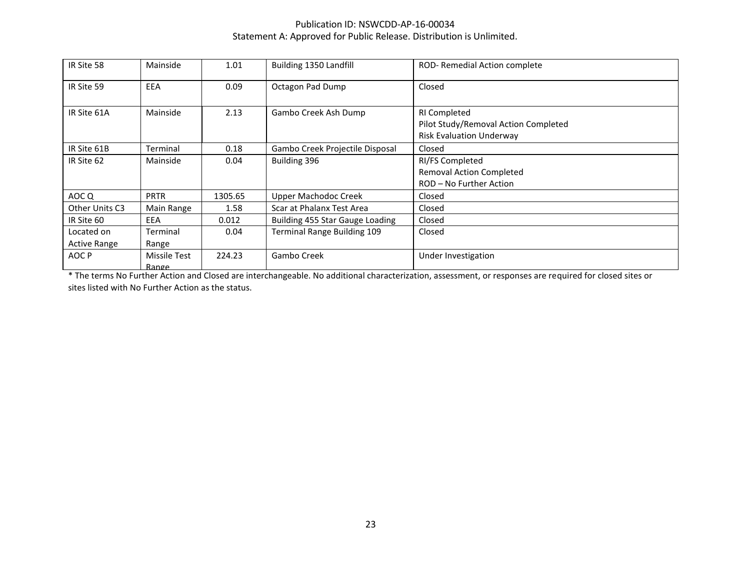| | | | | |
|---|---|---|---|---|
| IR Site 58 | Mainside | 1.01 | Building 1350 Landfill | ROD- Remedial Action complete |
| IR Site 59 | EEA | 0.09 | Octagon Pad Dump | Closed |
| IR Site 61A | Mainside | 2.13 | Gambo Creek Ash Dump | RI Completed<br>Pilot Study/Removal Action Completed<br>Risk Evaluation Underway |
| IR Site 61B | Terminal | 0.18 | Gambo Creek Projectile Disposal | Closed |
| IR Site 62 | Mainside | 0.04 | Building 396 | RI/FS Completed<br>Removal Action Completed<br>ROD – No Further Action |
| AOC Q | PRTR | 1305.65 | Upper Machodoc Creek | Closed |
| Other Units C3 | Main Range | 1.58 | Scar at Phalanx Test Area | Closed |
| IR Site 60 | EEA | 0.012 | Building 455 Star Gauge Loading | Closed |
| Located on Active Range | Terminal Range | 0.04 | Terminal Range Building 109 | Closed |
| AOC P | Missile Test Range | 224.23 | Gambo Creek | Under Investigation |

* The terms No Further Action and Closed are interchangeable. No additional characterization, assessment, or responses are required for closed sites or sites listed with No Further Action as the status.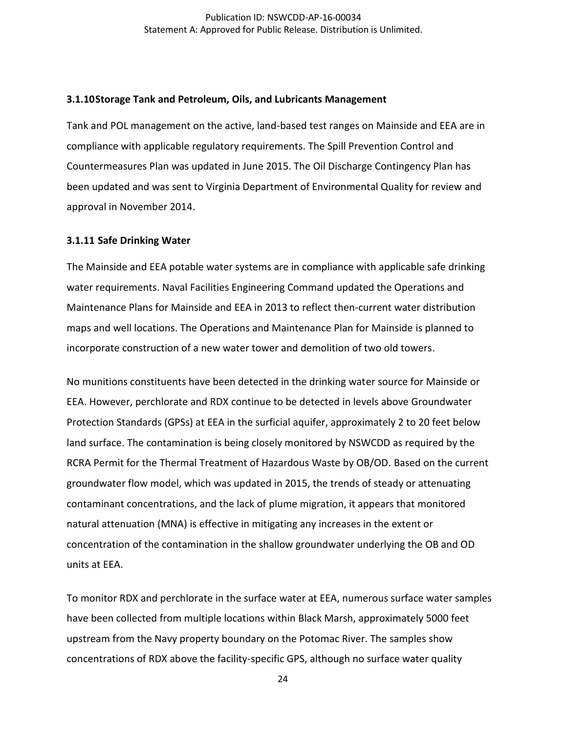### 3.1.10 Storage Tank and Petroleum, Oils, and Lubricants Management

Tank and POL management on the active, land-based test ranges on Mainside and EEA are in compliance with applicable regulatory requirements. The Spill Prevention Control and Countermeasures Plan was updated in June 2015. The Oil Discharge Contingency Plan has been updated and was sent to Virginia Department of Environmental Quality for review and approval in November 2014.

### 3.1.11 Safe Drinking Water

The Mainside and EEA potable water systems are in compliance with applicable safe drinking water requirements. Naval Facilities Engineering Command updated the Operations and Maintenance Plans for Mainside and EEA in 2013 to reflect then-current water distribution maps and well locations. The Operations and Maintenance Plan for Mainside is planned to incorporate construction of a new water tower and demolition of two old towers.

No munitions constituents have been detected in the drinking water source for Mainside or EEA. However, perchlorate and RDX continue to be detected in levels above Groundwater Protection Standards (GPSs) at EEA in the surficial aquifer, approximately 2 to 20 feet below land surface. The contamination is being closely monitored by NSWCDD as required by the RCRA Permit for the Thermal Treatment of Hazardous Waste by OB/OD. Based on the current groundwater flow model, which was updated in 2015, the trends of steady or attenuating contaminant concentrations, and the lack of plume migration, it appears that monitored natural attenuation (MNA) is effective in mitigating any increases in the extent or concentration of the contamination in the shallow groundwater underlying the OB and OD units at EEA.

To monitor RDX and perchlorate in the surface water at EEA, numerous surface water samples have been collected from multiple locations within Black Marsh, approximately 5000 feet upstream from the Navy property boundary on the Potomac River. The samples show concentrations of RDX above the facility-specific GPS, although no surface water quality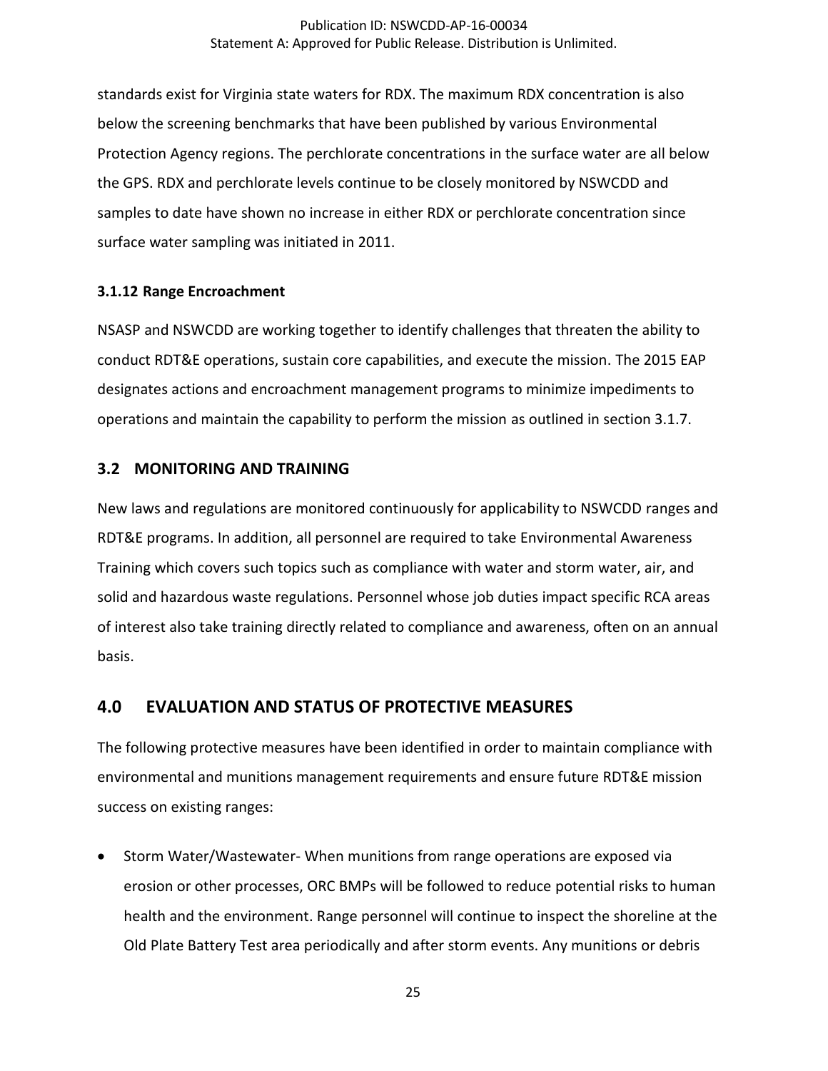standards exist for Virginia state waters for RDX. The maximum RDX concentration is also below the screening benchmarks that have been published by various Environmental Protection Agency regions. The perchlorate concentrations in the surface water are all below the GPS. RDX and perchlorate levels continue to be closely monitored by NSWCDD and samples to date have shown no increase in either RDX or perchlorate concentration since surface water sampling was initiated in 2011.

#### 3.1.12 Range Encroachment

NSASP and NSWCDD are working together to identify challenges that threaten the ability to conduct RDT&E operations, sustain core capabilities, and execute the mission. The 2015 EAP designates actions and encroachment management programs to minimize impediments to operations and maintain the capability to perform the mission as outlined in section 3.1.7.

### 3.2 MONITORING AND TRAINING

New laws and regulations are monitored continuously for applicability to NSWCDD ranges and RDT&E programs. In addition, all personnel are required to take Environmental Awareness Training which covers such topics such as compliance with water and storm water, air, and solid and hazardous waste regulations. Personnel whose job duties impact specific RCA areas of interest also take training directly related to compliance and awareness, often on an annual basis.

## 4.0 EVALUATION AND STATUS OF PROTECTIVE MEASURES

The following protective measures have been identified in order to maintain compliance with environmental and munitions management requirements and ensure future RDT&E mission success on existing ranges:

- Storm Water/Wastewater- When munitions from range operations are exposed via erosion or other processes, ORC BMPs will be followed to reduce potential risks to human health and the environment. Range personnel will continue to inspect the shoreline at the Old Plate Battery Test area periodically and after storm events. Any munitions or debris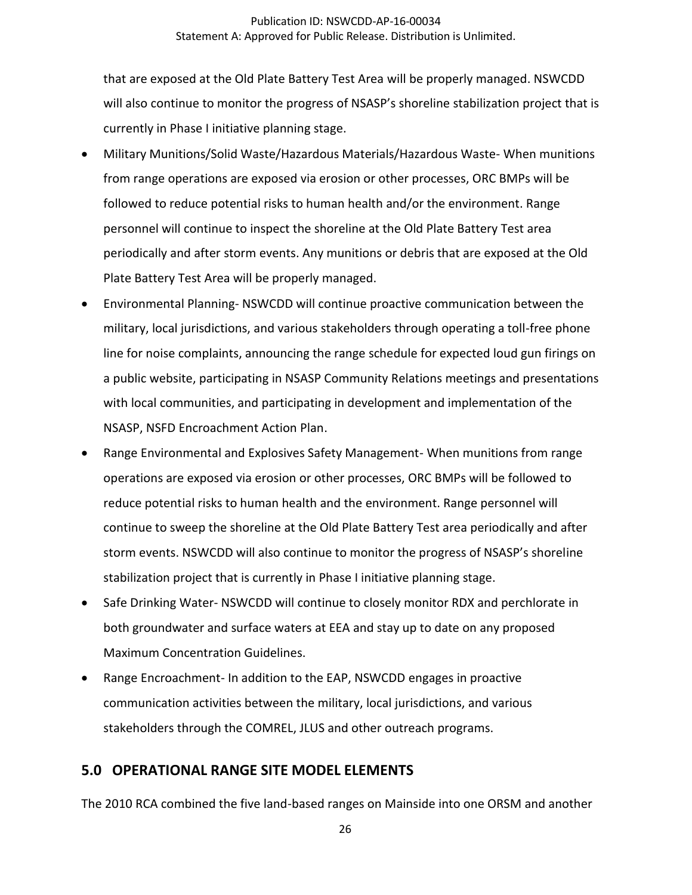that are exposed at the Old Plate Battery Test Area will be properly managed. NSWCDD will also continue to monitor the progress of NSASP's shoreline stabilization project that is currently in Phase I initiative planning stage.

- Military Munitions/Solid Waste/Hazardous Materials/Hazardous Waste- When munitions from range operations are exposed via erosion or other processes, ORC BMPs will be followed to reduce potential risks to human health and/or the environment. Range personnel will continue to inspect the shoreline at the Old Plate Battery Test area periodically and after storm events. Any munitions or debris that are exposed at the Old Plate Battery Test Area will be properly managed.
- Environmental Planning- NSWCDD will continue proactive communication between the military, local jurisdictions, and various stakeholders through operating a toll-free phone line for noise complaints, announcing the range schedule for expected loud gun firings on a public website, participating in NSASP Community Relations meetings and presentations with local communities, and participating in development and implementation of the NSASP, NSFD Encroachment Action Plan.
- Range Environmental and Explosives Safety Management- When munitions from range operations are exposed via erosion or other processes, ORC BMPs will be followed to reduce potential risks to human health and the environment. Range personnel will continue to sweep the shoreline at the Old Plate Battery Test area periodically and after storm events. NSWCDD will also continue to monitor the progress of NSASP's shoreline stabilization project that is currently in Phase I initiative planning stage.
- Safe Drinking Water- NSWCDD will continue to closely monitor RDX and perchlorate in both groundwater and surface waters at EEA and stay up to date on any proposed Maximum Concentration Guidelines.
- Range Encroachment- In addition to the EAP, NSWCDD engages in proactive communication activities between the military, local jurisdictions, and various stakeholders through the COMREL, JLUS and other outreach programs.

## 5.0 OPERATIONAL RANGE SITE MODEL ELEMENTS

The 2010 RCA combined the five land-based ranges on Mainside into one ORSM and another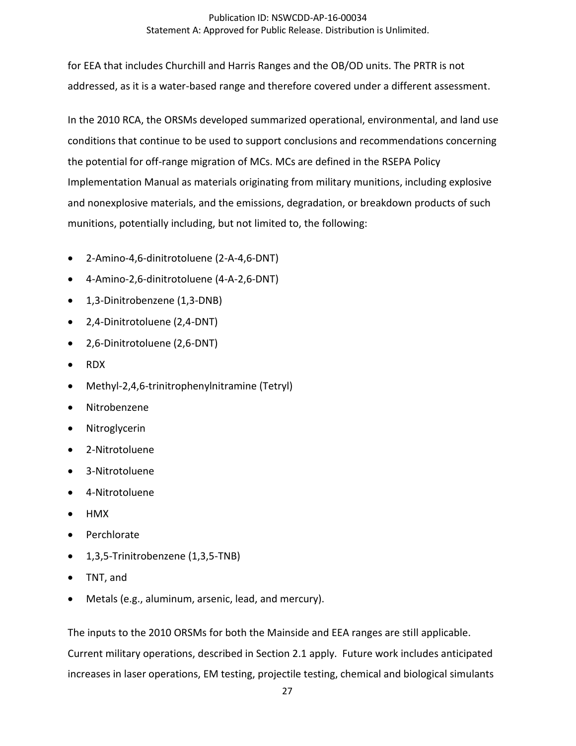for EEA that includes Churchill and Harris Ranges and the OB/OD units. The PRTR is not addressed, as it is a water-based range and therefore covered under a different assessment.

In the 2010 RCA, the ORSMs developed summarized operational, environmental, and land use conditions that continue to be used to support conclusions and recommendations concerning the potential for off-range migration of MCs. MCs are defined in the RSEPA Policy Implementation Manual as materials originating from military munitions, including explosive and nonexplosive materials, and the emissions, degradation, or breakdown products of such munitions, potentially including, but not limited to, the following:

- 2-Amino-4,6-dinitrotoluene (2-A-4,6-DNT)
- 4-Amino-2,6-dinitrotoluene (4-A-2,6-DNT)
- 1,3-Dinitrobenzene (1,3-DNB)
- 2,4-Dinitrotoluene (2,4-DNT)
- 2,6-Dinitrotoluene (2,6-DNT)
- RDX
- Methyl-2,4,6-trinitrophenylnitramine (Tetryl)
- Nitrobenzene
- Nitroglycerin
- 2-Nitrotoluene
- 3-Nitrotoluene
- 4-Nitrotoluene
- HMX
- Perchlorate
- 1,3,5-Trinitrobenzene (1,3,5-TNB)
- TNT, and
- Metals (e.g., aluminum, arsenic, lead, and mercury).

The inputs to the 2010 ORSMs for both the Mainside and EEA ranges are still applicable. Current military operations, described in Section 2.1 apply. Future work includes anticipated increases in laser operations, EM testing, projectile testing, chemical and biological simulants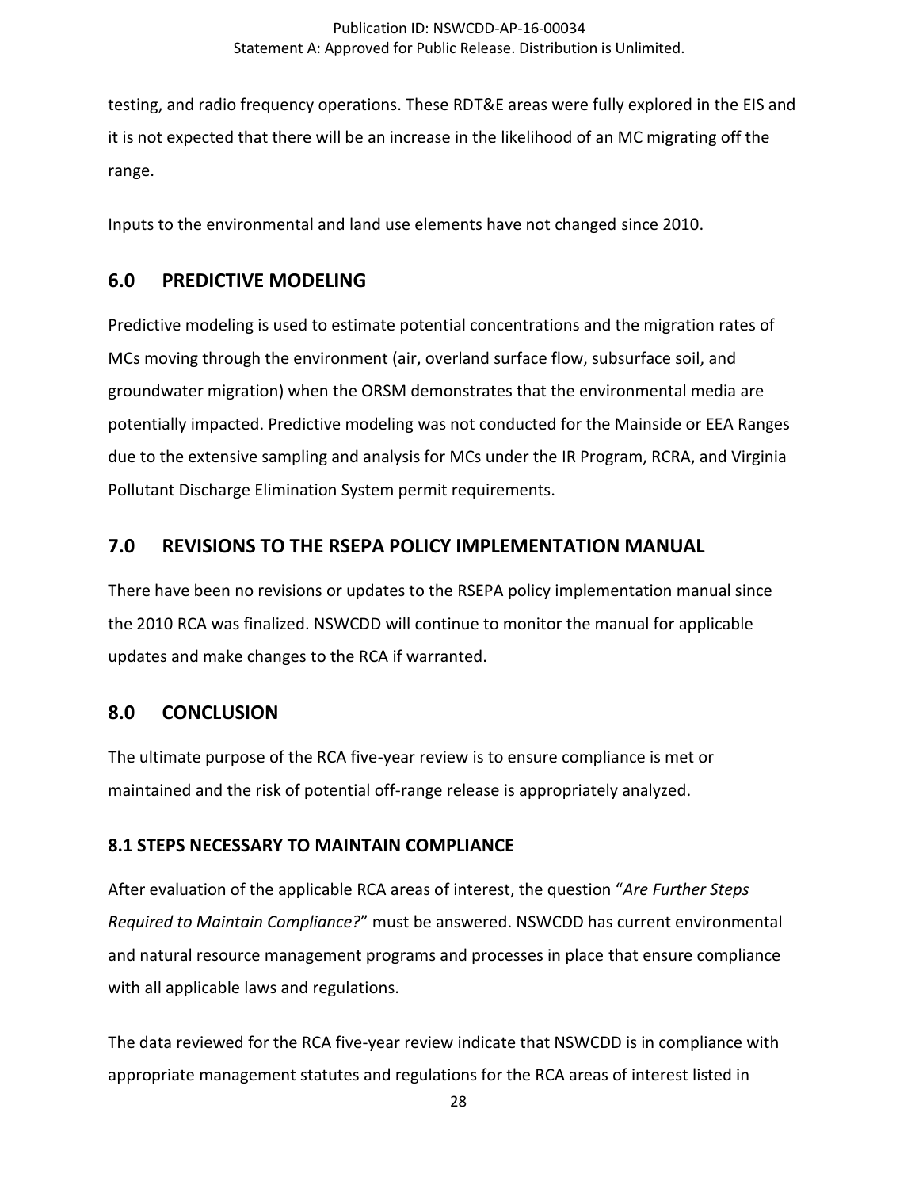testing, and radio frequency operations. These RDT&E areas were fully explored in the EIS and it is not expected that there will be an increase in the likelihood of an MC migrating off the range.

Inputs to the environmental and land use elements have not changed since 2010.

## 6.0 PREDICTIVE MODELING

Predictive modeling is used to estimate potential concentrations and the migration rates of MCs moving through the environment (air, overland surface flow, subsurface soil, and groundwater migration) when the ORSM demonstrates that the environmental media are potentially impacted. Predictive modeling was not conducted for the Mainside or EEA Ranges due to the extensive sampling and analysis for MCs under the IR Program, RCRA, and Virginia Pollutant Discharge Elimination System permit requirements.

## 7.0 REVISIONS TO THE RSEPA POLICY IMPLEMENTATION MANUAL

There have been no revisions or updates to the RSEPA policy implementation manual since the 2010 RCA was finalized. NSWCDD will continue to monitor the manual for applicable updates and make changes to the RCA if warranted.

## 8.0 CONCLUSION

The ultimate purpose of the RCA five-year review is to ensure compliance is met or maintained and the risk of potential off-range release is appropriately analyzed.

### 8.1 STEPS NECESSARY TO MAINTAIN COMPLIANCE

After evaluation of the applicable RCA areas of interest, the question "*Are Further Steps Required to Maintain Compliance?*" must be answered. NSWCDD has current environmental and natural resource management programs and processes in place that ensure compliance with all applicable laws and regulations.

The data reviewed for the RCA five-year review indicate that NSWCDD is in compliance with appropriate management statutes and regulations for the RCA areas of interest listed in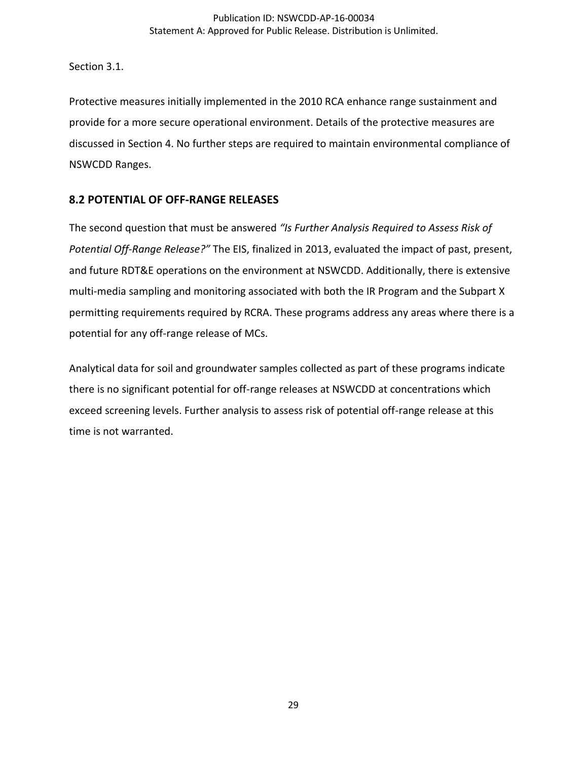Section 3.1.

Protective measures initially implemented in the 2010 RCA enhance range sustainment and provide for a more secure operational environment. Details of the protective measures are discussed in Section 4. No further steps are required to maintain environmental compliance of NSWCDD Ranges.

## 8.2 POTENTIAL OF OFF-RANGE RELEASES

The second question that must be answered *"Is Further Analysis Required to Assess Risk of Potential Off-Range Release?"* The EIS, finalized in 2013, evaluated the impact of past, present, and future RDT&E operations on the environment at NSWCDD. Additionally, there is extensive multi-media sampling and monitoring associated with both the IR Program and the Subpart X permitting requirements required by RCRA. These programs address any areas where there is a potential for any off-range release of MCs.

Analytical data for soil and groundwater samples collected as part of these programs indicate there is no significant potential for off-range releases at NSWCDD at concentrations which exceed screening levels. Further analysis to assess risk of potential off-range release at this time is not warranted.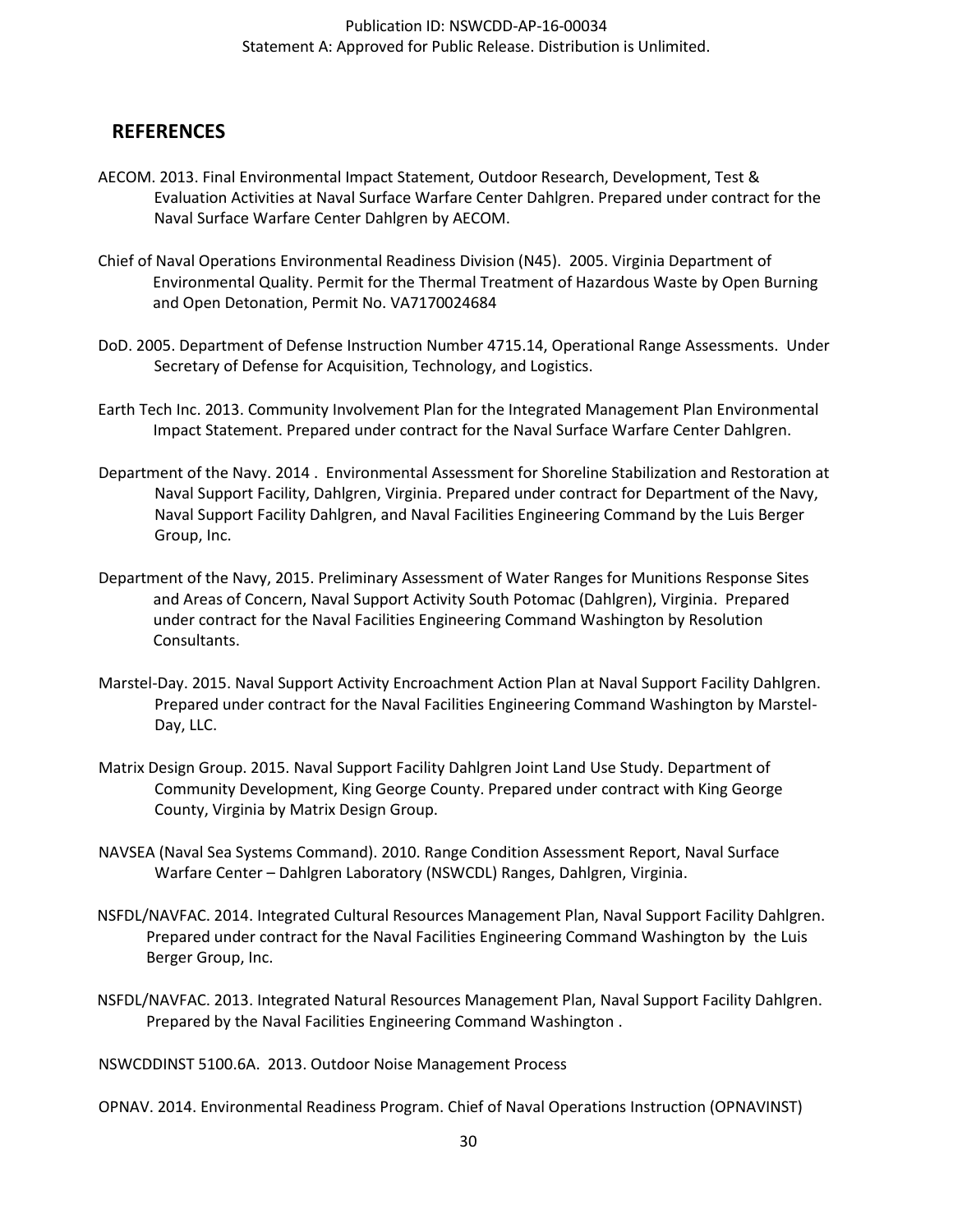## REFERENCES

AECOM. 2013. Final Environmental Impact Statement, Outdoor Research, Development, Test & Evaluation Activities at Naval Surface Warfare Center Dahlgren. Prepared under contract for the Naval Surface Warfare Center Dahlgren by AECOM.

Chief of Naval Operations Environmental Readiness Division (N45). 2005. Virginia Department of Environmental Quality. Permit for the Thermal Treatment of Hazardous Waste by Open Burning and Open Detonation, Permit No. VA7170024684

DoD. 2005. Department of Defense Instruction Number 4715.14, Operational Range Assessments. Under Secretary of Defense for Acquisition, Technology, and Logistics.

Earth Tech Inc. 2013. Community Involvement Plan for the Integrated Management Plan Environmental Impact Statement. Prepared under contract for the Naval Surface Warfare Center Dahlgren.

Department of the Navy. 2014 . Environmental Assessment for Shoreline Stabilization and Restoration at Naval Support Facility, Dahlgren, Virginia. Prepared under contract for Department of the Navy, Naval Support Facility Dahlgren, and Naval Facilities Engineering Command by the Luis Berger Group, Inc.

Department of the Navy, 2015. Preliminary Assessment of Water Ranges for Munitions Response Sites and Areas of Concern, Naval Support Activity South Potomac (Dahlgren), Virginia. Prepared under contract for the Naval Facilities Engineering Command Washington by Resolution Consultants.

Marstel-Day. 2015. Naval Support Activity Encroachment Action Plan at Naval Support Facility Dahlgren. Prepared under contract for the Naval Facilities Engineering Command Washington by Marstel-Day, LLC.

Matrix Design Group. 2015. Naval Support Facility Dahlgren Joint Land Use Study. Department of Community Development, King George County. Prepared under contract with King George County, Virginia by Matrix Design Group.

NAVSEA (Naval Sea Systems Command). 2010. Range Condition Assessment Report, Naval Surface Warfare Center – Dahlgren Laboratory (NSWCDL) Ranges, Dahlgren, Virginia.

NSFDL/NAVFAC. 2014. Integrated Cultural Resources Management Plan, Naval Support Facility Dahlgren. Prepared under contract for the Naval Facilities Engineering Command Washington by the Luis Berger Group, Inc.

NSFDL/NAVFAC. 2013. Integrated Natural Resources Management Plan, Naval Support Facility Dahlgren. Prepared by the Naval Facilities Engineering Command Washington .

NSWCDDINST 5100.6A. 2013. Outdoor Noise Management Process

OPNAV. 2014. Environmental Readiness Program. Chief of Naval Operations Instruction (OPNAVINST)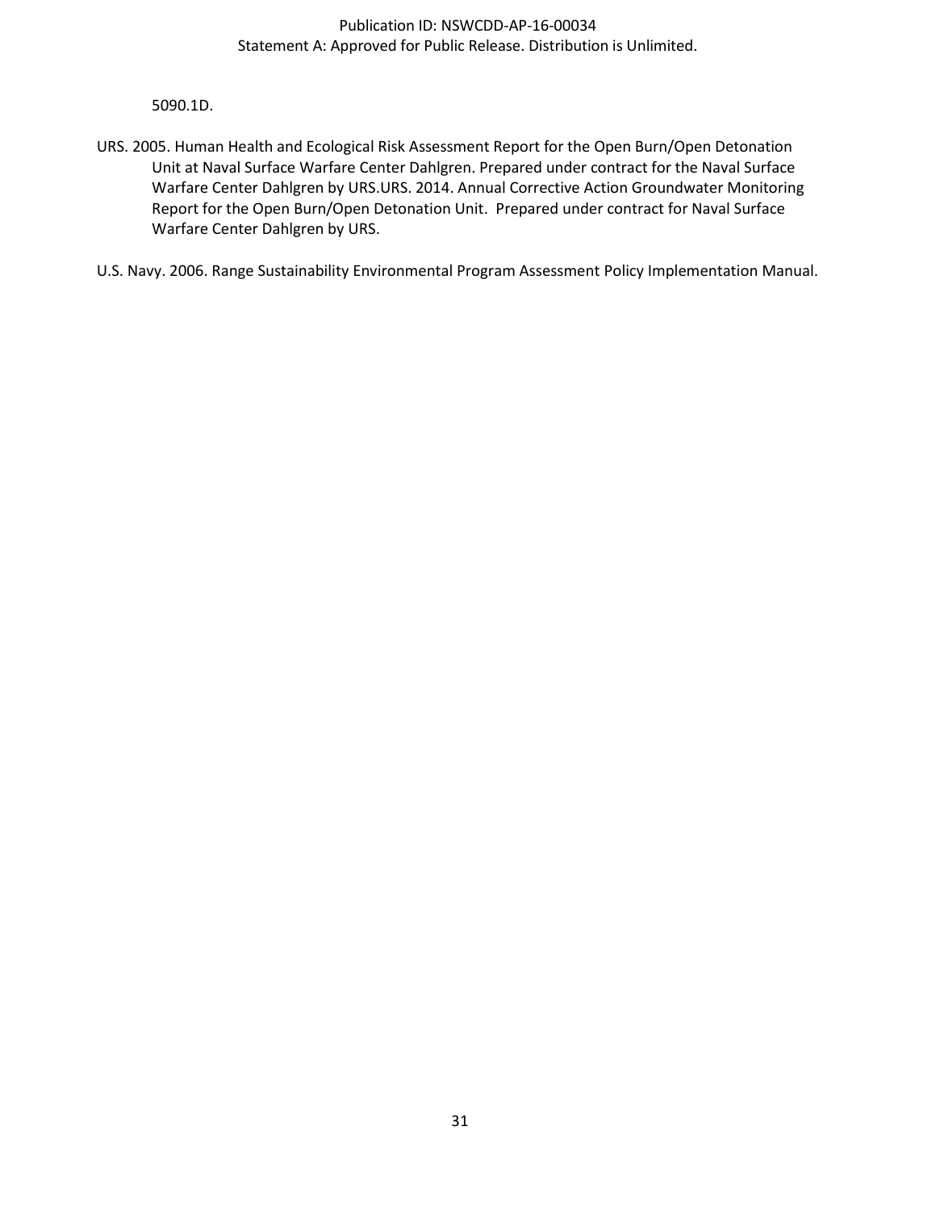5090.1D.

URS. 2005. Human Health and Ecological Risk Assessment Report for the Open Burn/Open Detonation Unit at Naval Surface Warfare Center Dahlgren. Prepared under contract for the Naval Surface Warfare Center Dahlgren by URS.URS. 2014. Annual Corrective Action Groundwater Monitoring Report for the Open Burn/Open Detonation Unit. Prepared under contract for Naval Surface Warfare Center Dahlgren by URS.

U.S. Navy. 2006. Range Sustainability Environmental Program Assessment Policy Implementation Manual.